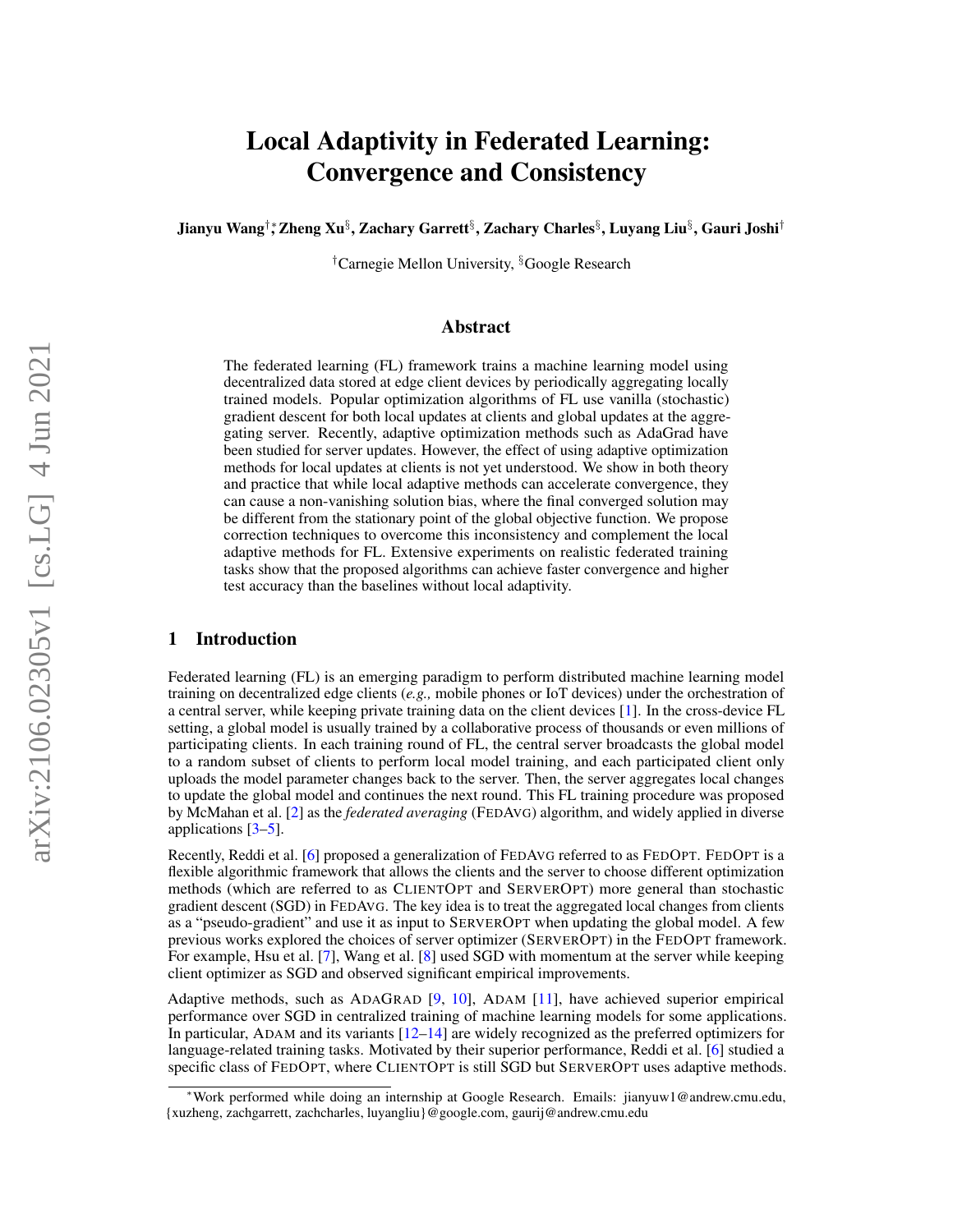# Local Adaptivity in Federated Learning: Convergence and Consistency

**Jianyu Wang[†,*], Zheng Xu[§], Zachary Garrett[§], Zachary Charles[§], Luyang Liu[§], Gauri Joshi[†]**

[†]Carnegie Mellon University, [§]Google Research

## Abstract

The federated learning (FL) framework trains a machine learning model using decentralized data stored at edge client devices by periodically aggregating locally trained models. Popular optimization algorithms of FL use vanilla (stochastic) gradient descent for both local updates at clients and global updates at the aggregating server. Recently, adaptive optimization methods such as AdaGrad have been studied for server updates. However, the effect of using adaptive optimization methods for local updates at clients is not yet understood. We show in both theory and practice that while local adaptive methods can accelerate convergence, they can cause a non-vanishing solution bias, where the final converged solution may be different from the stationary point of the global objective function. We propose correction techniques to overcome this inconsistency and complement the local adaptive methods for FL. Extensive experiments on realistic federated training tasks show that the proposed algorithms can achieve faster convergence and higher test accuracy than the baselines without local adaptivity.

## 1 Introduction

Federated learning (FL) is an emerging paradigm to perform distributed machine learning model training on decentralized edge clients (*e.g.,* mobile phones or IoT devices) under the orchestration of a central server, while keeping private training data on the client devices [1]. In the cross-device FL setting, a global model is usually trained by a collaborative process of thousands or even millions of participating clients. In each training round of FL, the central server broadcasts the global model to a random subset of clients to perform local model training, and each participated client only uploads the model parameter changes back to the server. Then, the server aggregates local changes to update the global model and continues the next round. This FL training procedure was proposed by McMahan et al. [2] as the *federated averaging* (FedAvg) algorithm, and widely applied in diverse applications [3–5].

Recently, Reddi et al. [6] proposed a generalization of FedAvg referred to as FedOpt. FedOpt is a flexible algorithmic framework that allows the clients and the server to choose different optimization methods (which are referred to as ClientOpt and ServerOpt) more general than stochastic gradient descent (SGD) in FedAvg. The key idea is to treat the aggregated local changes from clients as a "pseudo-gradient" and use it as input to ServerOpt when updating the global model. A few previous works explored the choices of server optimizer (ServerOpt) in the FedOpt framework. For example, Hsu et al. [7], Wang et al. [8] used SGD with momentum at the server while keeping client optimizer as SGD and observed significant empirical improvements.

Adaptive methods, such as AdaGrad [9, 10], Adam [11], have achieved superior empirical performance over SGD in centralized training of machine learning models for some applications. In particular, Adam and its variants [12–14] are widely recognized as the preferred optimizers for language-related training tasks. Motivated by their superior performance, Reddi et al. [6] studied a specific class of FedOpt, where ClientOpt is still SGD but ServerOpt uses adaptive methods.

[*]Work performed while doing an internship at Google Research. Emails: jianyuw1@andrew.cmu.edu, {xuzheng, zachgarrett, zachcharles, luyangliu}@google.com, gaurij@andrew.cmu.edu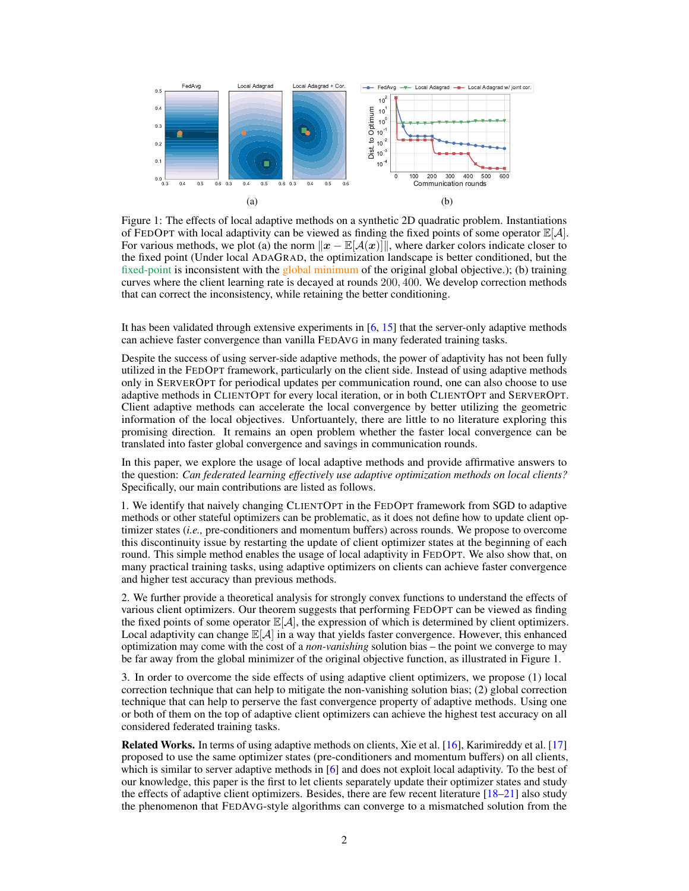Figure 1: The effects of local adaptive methods on a synthetic 2D quadratic problem. Instantiations of FEDOPT with local adaptivity can be viewed as finding the fixed points of some operator $\mathbb{E}[\mathcal{A}]$. For various methods, we plot (a) the norm $\|\boldsymbol{x} - \mathbb{E}[\mathcal{A}(\boldsymbol{x})]\|$, where darker colors indicate closer to the fixed point (Under local ADAGRAD, the optimization landscape is better conditioned, but the fixed-point is inconsistent with the global minimum of the original global objective.); (b) training curves where the client learning rate is decayed at rounds 200, 400. We develop correction methods that can correct the inconsistency, while retaining the better conditioning.

It has been validated through extensive experiments in [6, 15] that the server-only adaptive methods can achieve faster convergence than vanilla FEDAVG in many federated training tasks.

Despite the success of using server-side adaptive methods, the power of adaptivity has not been fully utilized in the FEDOPT framework, particularly on the client side. Instead of using adaptive methods only in SERVEROPT for periodical updates per communication round, one can also choose to use adaptive methods in CLIENTOPT for every local iteration, or in both CLIENTOPT and SERVEROPT. Client adaptive methods can accelerate the local convergence by better utilizing the geometric information of the local objectives. Unfortunately, there are little to no literature exploring this promising direction. It remains an open problem whether the faster local convergence can be translated into faster global convergence and savings in communication rounds.

In this paper, we explore the usage of local adaptive methods and provide affirmative answers to the question: *Can federated learning effectively use adaptive optimization methods on local clients?* Specifically, our main contributions are listed as follows.

1. We identify that naively changing CLIENTOPT in the FEDOPT framework from SGD to adaptive methods or other stateful optimizers can be problematic, as it does not define how to update client optimizer states (*i.e.,* pre-conditioners and momentum buffers) across rounds. We propose to overcome this discontinuity issue by restarting the update of client optimizer states at the beginning of each round. This simple method enables the usage of local adaptivity in FEDOPT. We also show that, on many practical training tasks, using adaptive optimizers on clients can achieve faster convergence and higher test accuracy than previous methods.

2. We further provide a theoretical analysis for strongly convex functions to understand the effects of various client optimizers. Our theorem suggests that performing FEDOPT can be viewed as finding the fixed points of some operator $\mathbb{E}[\mathcal{A}]$, the expression of which is determined by client optimizers. Local adaptivity can change $\mathbb{E}[\mathcal{A}]$ in a way that yields faster convergence. However, this enhanced optimization may come with the cost of a *non-vanishing* solution bias – the point we converge to may be far away from the global minimizer of the original objective function, as illustrated in Figure 1.

3. In order to overcome the side effects of using adaptive client optimizers, we propose (1) local correction technique that can help to mitigate the non-vanishing solution bias; (2) global correction technique that can help to perserve the fast convergence property of adaptive methods. Using one or both of them on the top of adaptive client optimizers can achieve the highest test accuracy on all considered federated training tasks.

**Related Works.** In terms of using adaptive methods on clients, Xie et al. [16], Karimireddy et al. [17] proposed to use the same optimizer states (pre-conditioners and momentum buffers) on all clients, which is similar to server adaptive methods in [6] and does not exploit local adaptivity. To the best of our knowledge, this paper is the first to let clients separately update their optimizer states and study the effects of adaptive client optimizers. Besides, there are few recent literature [18–21] also study the phenomenon that FEDAVG-style algorithms can converge to a mismatched solution from the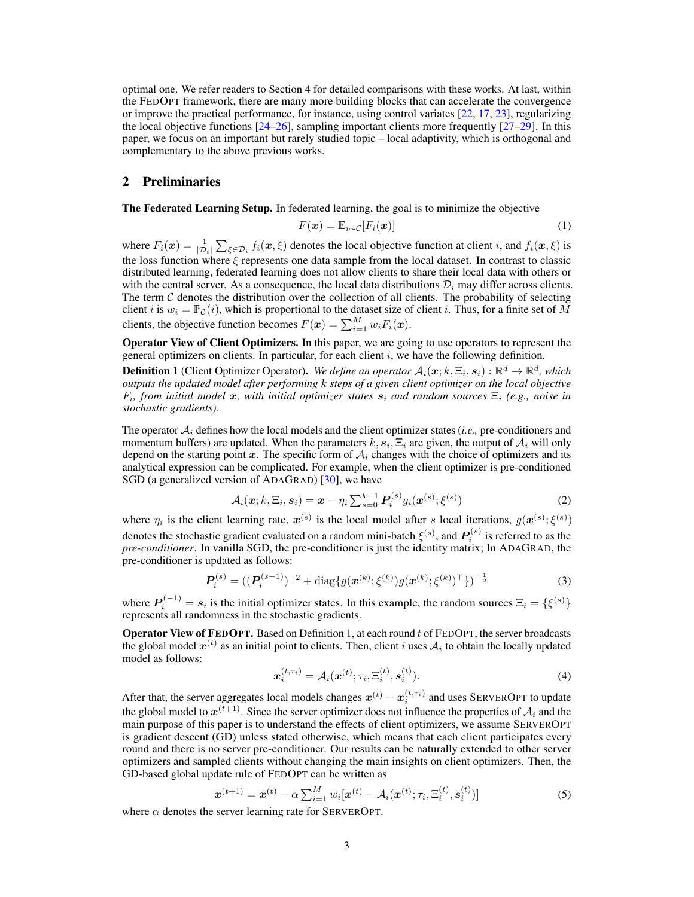optimal one. We refer readers to Section 4 for detailed comparisons with these works. At last, within the FEDOPT framework, there are many more building blocks that can accelerate the convergence or improve the practical performance, for instance, using control variates [22, 17, 23], regularizing the local objective functions [24–26], sampling important clients more frequently [27–29]. In this paper, we focus on an important but rarely studied topic – local adaptivity, which is orthogonal and complementary to the above previous works.

## 2 Preliminaries

**The Federated Learning Setup.** In federated learning, the goal is to minimize the objective

$$F(\boldsymbol{x}) = \mathbb{E}_{i\sim\mathcal{C}}[F_i(\boldsymbol{x})] \tag{1}$$

where $F_i(\boldsymbol{x}) = \frac{1}{|\mathcal{D}_i|}\sum_{\xi\in\mathcal{D}_i} f_i(\boldsymbol{x},\xi)$ denotes the local objective function at client $i$, and $f_i(\boldsymbol{x},\xi)$ is the loss function where $\xi$ represents one data sample from the local dataset. In contrast to classic distributed learning, federated learning does not allow clients to share their local data with others or with the central server. As a consequence, the local data distributions $\mathcal{D}_i$ may differ across clients. The term $\mathcal{C}$ denotes the distribution over the collection of all clients. The probability of selecting client $i$ is $w_i = \mathbb{P}_{\mathcal{C}}(i)$, which is proportional to the dataset size of client $i$. Thus, for a finite set of $M$ clients, the objective function becomes $F(\boldsymbol{x}) = \sum_{i=1}^{M} w_i F_i(\boldsymbol{x})$.

**Operator View of Client Optimizers.** In this paper, we are going to use operators to represent the general optimizers on clients. In particular, for each client $i$, we have the following definition.

**Definition 1** (Client Optimizer Operator)**.** *We define an operator $\mathcal{A}_i(\boldsymbol{x};k,\Xi_i,\boldsymbol{s}_i) : \mathbb{R}^d \to \mathbb{R}^d$, which outputs the updated model after performing $k$ steps of a given client optimizer on the local objective $F_i$, from initial model $\boldsymbol{x}$, with initial optimizer states $\boldsymbol{s}_i$ and random sources $\Xi_i$ (e.g., noise in stochastic gradients).*

The operator $\mathcal{A}_i$ defines how the local models and the client optimizer states (*i.e.,* pre-conditioners and momentum buffers) are updated. When the parameters $k, \boldsymbol{s}_i, \Xi_i$ are given, the output of $\mathcal{A}_i$ will only depend on the starting point $\boldsymbol{x}$. The specific form of $\mathcal{A}_i$ changes with the choice of optimizers and its analytical expression can be complicated. For example, when the client optimizer is pre-conditioned SGD (a generalized version of ADAGRAD) [30], we have

$$\mathcal{A}_i(\boldsymbol{x};k,\Xi_i,\boldsymbol{s}_i) = \boldsymbol{x} - \eta_i \textstyle\sum_{s=0}^{k-1} \boldsymbol{P}_i^{(s)} g_i(\boldsymbol{x}^{(s)};\xi^{(s)}) \tag{2}$$

where $\eta_i$ is the client learning rate, $\boldsymbol{x}^{(s)}$ is the local model after $s$ local iterations, $g(\boldsymbol{x}^{(s)};\xi^{(s)})$ denotes the stochastic gradient evaluated on a random mini-batch $\xi^{(s)}$, and $\boldsymbol{P}_i^{(s)}$ is referred to as the *pre-conditioner*. In vanilla SGD, the pre-conditioner is just the identity matrix; In ADAGRAD, the pre-conditioner is updated as follows:

$$\boldsymbol{P}_i^{(s)} = ((\boldsymbol{P}_i^{(s-1)})^{-2} + \mathrm{diag}\{g(\boldsymbol{x}^{(k)};\xi^{(k)})g(\boldsymbol{x}^{(k)};\xi^{(k)})^\top\})^{-\frac{1}{2}} \tag{3}$$

where $\boldsymbol{P}_i^{(-1)} = \boldsymbol{s}_i$ is the initial optimizer states. In this example, the random sources $\Xi_i = \{\xi^{(s)}\}$ represents all randomness in the stochastic gradients.

**Operator View of FEDOPT.** Based on Definition 1, at each round $t$ of FEDOPT, the server broadcasts the global model $\boldsymbol{x}^{(t)}$ as an initial point to clients. Then, client $i$ uses $\mathcal{A}_i$ to obtain the locally updated model as follows:

$$\boldsymbol{x}_i^{(t,\tau_i)} = \mathcal{A}_i(\boldsymbol{x}^{(t)};\tau_i,\Xi_i^{(t)},\boldsymbol{s}_i^{(t)}). \tag{4}$$

After that, the server aggregates local models changes $\boldsymbol{x}^{(t)} - \boldsymbol{x}_i^{(t,\tau_i)}$ and uses SERVEROPT to update the global model to $\boldsymbol{x}^{(t+1)}$. Since the server optimizer does not influence the properties of $\mathcal{A}_i$ and the main purpose of this paper is to understand the effects of client optimizers, we assume SERVEROPT is gradient descent (GD) unless stated otherwise, which means that each client participates every round and there is no server pre-conditioner. Our results can be naturally extended to other server optimizers and sampled clients without changing the main insights on client optimizers. Then, the GD-based global update rule of FEDOPT can be written as

$$\boldsymbol{x}^{(t+1)} = \boldsymbol{x}^{(t)} - \alpha \textstyle\sum_{i=1}^{M} w_i[\boldsymbol{x}^{(t)} - \mathcal{A}_i(\boldsymbol{x}^{(t)};\tau_i,\Xi_i^{(t)},\boldsymbol{s}_i^{(t)})] \tag{5}$$

where $\alpha$ denotes the server learning rate for SERVEROPT.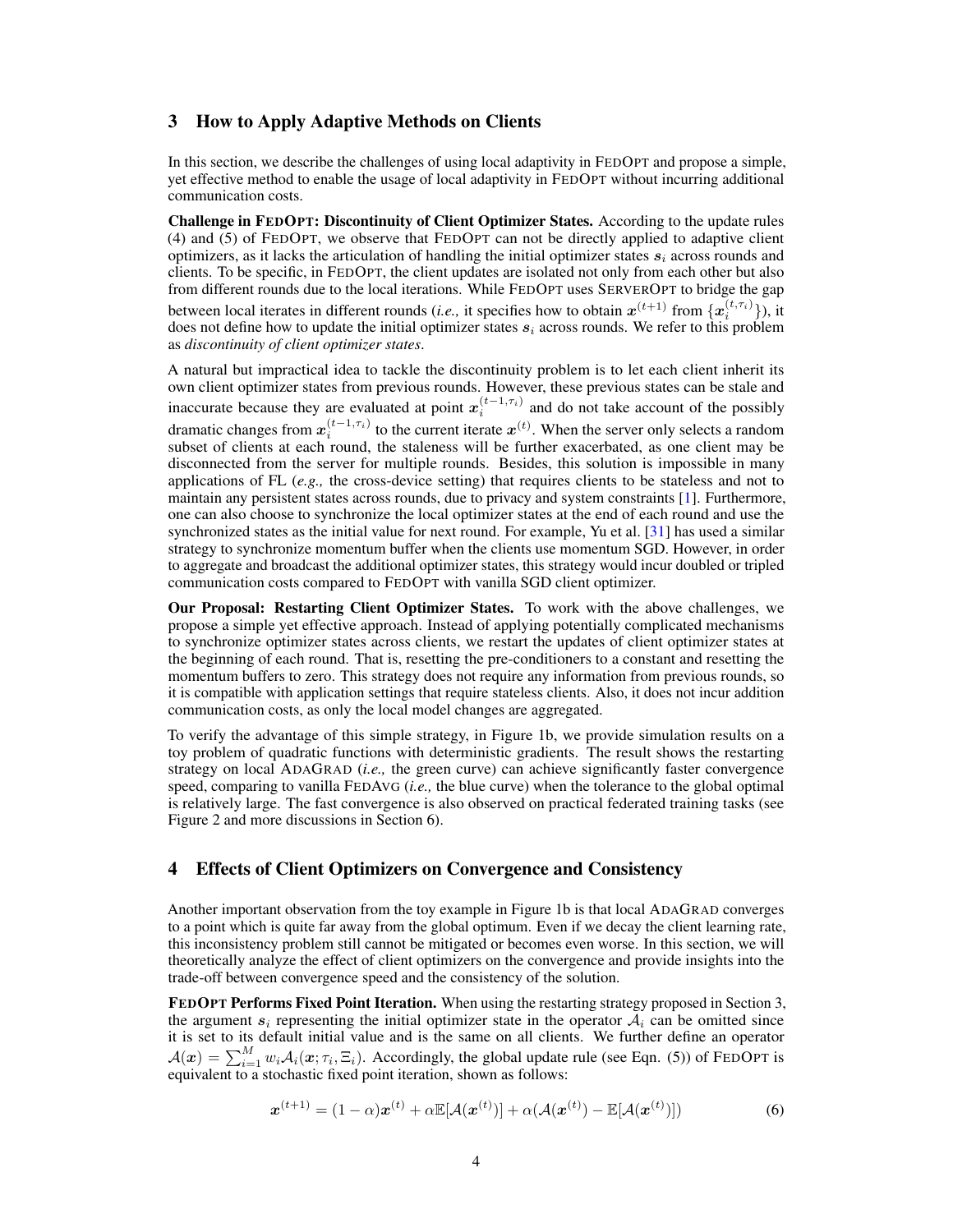## 3 How to Apply Adaptive Methods on Clients

In this section, we describe the challenges of using local adaptivity in FEDOPT and propose a simple, yet effective method to enable the usage of local adaptivity in FEDOPT without incurring additional communication costs.

**Challenge in FEDOPT: Discontinuity of Client Optimizer States.** According to the update rules (4) and (5) of FEDOPT, we observe that FEDOPT can not be directly applied to adaptive client optimizers, as it lacks the articulation of handling the initial optimizer states $\boldsymbol{s}_i$ across rounds and clients. To be specific, in FEDOPT, the client updates are isolated not only from each other but also from different rounds due to the local iterations. While FEDOPT uses SERVEROPT to bridge the gap between local iterates in different rounds (*i.e.,* it specifies how to obtain $\boldsymbol{x}^{(t+1)}$ from $\{\boldsymbol{x}_i^{(t,\tau_i)}\}$), it does not define how to update the initial optimizer states $\boldsymbol{s}_i$ across rounds. We refer to this problem as *discontinuity of client optimizer states*.

A natural but impractical idea to tackle the discontinuity problem is to let each client inherit its own client optimizer states from previous rounds. However, these previous states can be stale and inaccurate because they are evaluated at point $\boldsymbol{x}_i^{(t-1,\tau_i)}$ and do not take account of the possibly dramatic changes from $\boldsymbol{x}_i^{(t-1,\tau_i)}$ to the current iterate $\boldsymbol{x}^{(t)}$. When the server only selects a random subset of clients at each round, the staleness will be further exacerbated, as one client may be disconnected from the server for multiple rounds. Besides, this solution is impossible in many applications of FL (*e.g.,* the cross-device setting) that requires clients to be stateless and not to maintain any persistent states across rounds, due to privacy and system constraints [1]. Furthermore, one can also choose to synchronize the local optimizer states at the end of each round and use the synchronized states as the initial value for next round. For example, Yu et al. [31] has used a similar strategy to synchronize momentum buffer when the clients use momentum SGD. However, in order to aggregate and broadcast the additional optimizer states, this strategy would incur doubled or tripled communication costs compared to FEDOPT with vanilla SGD client optimizer.

**Our Proposal: Restarting Client Optimizer States.** To work with the above challenges, we propose a simple yet effective approach. Instead of applying potentially complicated mechanisms to synchronize optimizer states across clients, we restart the updates of client optimizer states at the beginning of each round. That is, resetting the pre-conditioners to a constant and resetting the momentum buffers to zero. This strategy does not require any information from previous rounds, so it is compatible with application settings that require stateless clients. Also, it does not incur addition communication costs, as only the local model changes are aggregated.

To verify the advantage of this simple strategy, in Figure 1b, we provide simulation results on a toy problem of quadratic functions with deterministic gradients. The result shows the restarting strategy on local ADAGRAD (*i.e.,* the green curve) can achieve significantly faster convergence speed, comparing to vanilla FEDAVG (*i.e.,* the blue curve) when the tolerance to the global optimal is relatively large. The fast convergence is also observed on practical federated training tasks (see Figure 2 and more discussions in Section 6).

## 4 Effects of Client Optimizers on Convergence and Consistency

Another important observation from the toy example in Figure 1b is that local ADAGRAD converges to a point which is quite far away from the global optimum. Even if we decay the client learning rate, this inconsistency problem still cannot be mitigated or becomes even worse. In this section, we will theoretically analyze the effect of client optimizers on the convergence and provide insights into the trade-off between convergence speed and the consistency of the solution.

**FEDOPT Performs Fixed Point Iteration.** When using the restarting strategy proposed in Section 3, the argument $\boldsymbol{s}_i$ representing the initial optimizer state in the operator $\mathcal{A}_i$ can be omitted since it is set to its default initial value and is the same on all clients. We further define an operator $\mathcal{A}(\boldsymbol{x}) = \sum_{i=1}^{M} w_i \mathcal{A}_i(\boldsymbol{x}; \tau_i, \Xi_i)$. Accordingly, the global update rule (see Eqn. (5)) of FEDOPT is equivalent to a stochastic fixed point iteration, shown as follows:

$$\boldsymbol{x}^{(t+1)} = (1-\alpha)\boldsymbol{x}^{(t)} + \alpha\mathbb{E}[\mathcal{A}(\boldsymbol{x}^{(t)})] + \alpha(\mathcal{A}(\boldsymbol{x}^{(t)}) - \mathbb{E}[\mathcal{A}(\boldsymbol{x}^{(t)})]) \tag{6}$$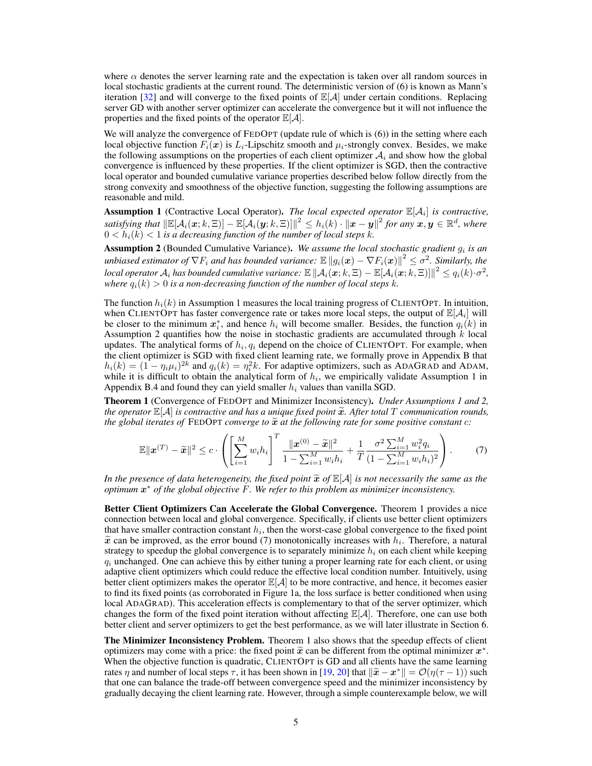where $\alpha$ denotes the server learning rate and the expectation is taken over all random sources in local stochastic gradients at the current round. The deterministic version of (6) is known as Mann's iteration [32] and will converge to the fixed points of $\mathbb{E}[\mathcal{A}]$ under certain conditions. Replacing server GD with another server optimizer can accelerate the convergence but it will not influence the properties and the fixed points of the operator $\mathbb{E}[\mathcal{A}]$.

We will analyze the convergence of FedOpt (update rule of which is (6)) in the setting where each local objective function $F_i(\boldsymbol{x})$ is $L_i$-Lipschitz smooth and $\mu_i$-strongly convex. Besides, we make the following assumptions on the properties of each client optimizer $\mathcal{A}_i$ and show how the global convergence is influenced by these properties. If the client optimizer is SGD, then the contractive local operator and bounded cumulative variance properties described below follow directly from the strong convexity and smoothness of the objective function, suggesting the following assumptions are reasonable and mild.

**Assumption 1** (Contractive Local Operator). *The local expected operator $\mathbb{E}[\mathcal{A}_i]$ is contractive, satisfying that $\|\mathbb{E}[\mathcal{A}_i(\boldsymbol{x}; k, \Xi)] - \mathbb{E}[\mathcal{A}_i(\boldsymbol{y}; k, \Xi)]\|^2 \leq h_i(k) \cdot \|\boldsymbol{x} - \boldsymbol{y}\|^2$ for any $\boldsymbol{x}, \boldsymbol{y} \in \mathbb{R}^d$, where $0 < h_i(k) < 1$ is a decreasing function of the number of local steps $k$.*

**Assumption 2** (Bounded Cumulative Variance). *We assume the local stochastic gradient $g_i$ is an unbiased estimator of $\nabla F_i$ and has bounded variance: $\mathbb{E}\|g_i(\boldsymbol{x}) - \nabla F_i(\boldsymbol{x})\|^2 \leq \sigma^2$. Similarly, the local operator $\mathcal{A}_i$ has bounded cumulative variance: $\mathbb{E}\|\mathcal{A}_i(\boldsymbol{x}; k, \Xi) - \mathbb{E}[\mathcal{A}_i(\boldsymbol{x}; k, \Xi)]\|^2 \leq q_i(k) \cdot \sigma^2$, where $q_i(k) > 0$ is a non-decreasing function of the number of local steps $k$.*

The function $h_i(k)$ in Assumption 1 measures the local training progress of ClientOpt. In intuition, when ClientOpt has faster convergence rate or takes more local steps, the output of $\mathbb{E}[\mathcal{A}_i]$ will be closer to the minimum $\boldsymbol{x}_i^*$, and hence $h_i$ will become smaller. Besides, the function $q_i(k)$ in Assumption 2 quantifies how the noise in stochastic gradients are accumulated through $k$ local updates. The analytical forms of $h_i, q_i$ depend on the choice of ClientOpt. For example, when the client optimizer is SGD with fixed client learning rate, we formally prove in Appendix B that $h_i(k) = (1 - \eta_i \mu_i)^{2k}$ and $q_i(k) = \eta_i^2 k$. For adaptive optimizers, such as AdaGrad and Adam, while it is difficult to obtain the analytical form of $h_i$, we empirically validate Assumption 1 in Appendix B.4 and found they can yield smaller $h_i$ values than vanilla SGD.

**Theorem 1** (Convergence of FedOpt and Minimizer Inconsistency). *Under Assumptions 1 and 2, the operator $\mathbb{E}[\mathcal{A}]$ is contractive and has a unique fixed point $\widetilde{\boldsymbol{x}}$. After total $T$ communication rounds, the global iterates of FedOpt converge to $\widetilde{\boldsymbol{x}}$ at the following rate for some positive constant $c$:*

$$\mathbb{E}\|\boldsymbol{x}^{(T)} - \widetilde{\boldsymbol{x}}\|^2 \leq c \cdot \left( \left[ \sum_{i=1}^{M} w_i h_i \right]^T \frac{\|\boldsymbol{x}^{(0)} - \widetilde{\boldsymbol{x}}\|^2}{1 - \sum_{i=1}^{M} w_i h_i} + \frac{1}{T} \frac{\sigma^2 \sum_{i=1}^{M} w_i^2 q_i}{(1 - \sum_{i=1}^{M} w_i h_i)^2} \right). \tag{7}$$

*In the presence of data heterogeneity, the fixed point $\widetilde{\boldsymbol{x}}$ of $\mathbb{E}[\mathcal{A}]$ is not necessarily the same as the optimum $\boldsymbol{x}^*$ of the global objective $F$. We refer to this problem as minimizer inconsistency.*

**Better Client Optimizers Can Accelerate the Global Convergence.** Theorem 1 provides a nice connection between local and global convergence. Specifically, if clients use better client optimizers that have smaller contraction constant $h_i$, then the worst-case global convergence to the fixed point $\widetilde{\boldsymbol{x}}$ can be improved, as the error bound (7) monotonically increases with $h_i$. Therefore, a natural strategy to speedup the global convergence is to separately minimize $h_i$ on each client while keeping $q_i$ unchanged. One can achieve this by either tuning a proper learning rate for each client, or using adaptive client optimizers which could reduce the effective local condition number. Intuitively, using better client optimizers makes the operator $\mathbb{E}[\mathcal{A}]$ to be more contractive, and hence, it becomes easier to find its fixed points (as corroborated in Figure 1a, the loss surface is better conditioned when using local AdaGrad). This acceleration effects is complementary to that of the server optimizer, which changes the form of the fixed point iteration without affecting $\mathbb{E}[\mathcal{A}]$. Therefore, one can use both better client and server optimizers to get the best performance, as we will later illustrate in Section 6.

**The Minimizer Inconsistency Problem.** Theorem 1 also shows that the speedup effects of client optimizers may come with a price: the fixed point $\widetilde{\boldsymbol{x}}$ can be different from the optimal minimizer $\boldsymbol{x}^*$. When the objective function is quadratic, ClientOpt is GD and all clients have the same learning rates $\eta$ and number of local steps $\tau$, it has been shown in [19, 20] that $\|\widetilde{\boldsymbol{x}} - \boldsymbol{x}^*\| = \mathcal{O}(\eta(\tau - 1))$ such that one can balance the trade-off between convergence speed and the minimizer inconsistency by gradually decaying the client learning rate. However, through a simple counterexample below, we will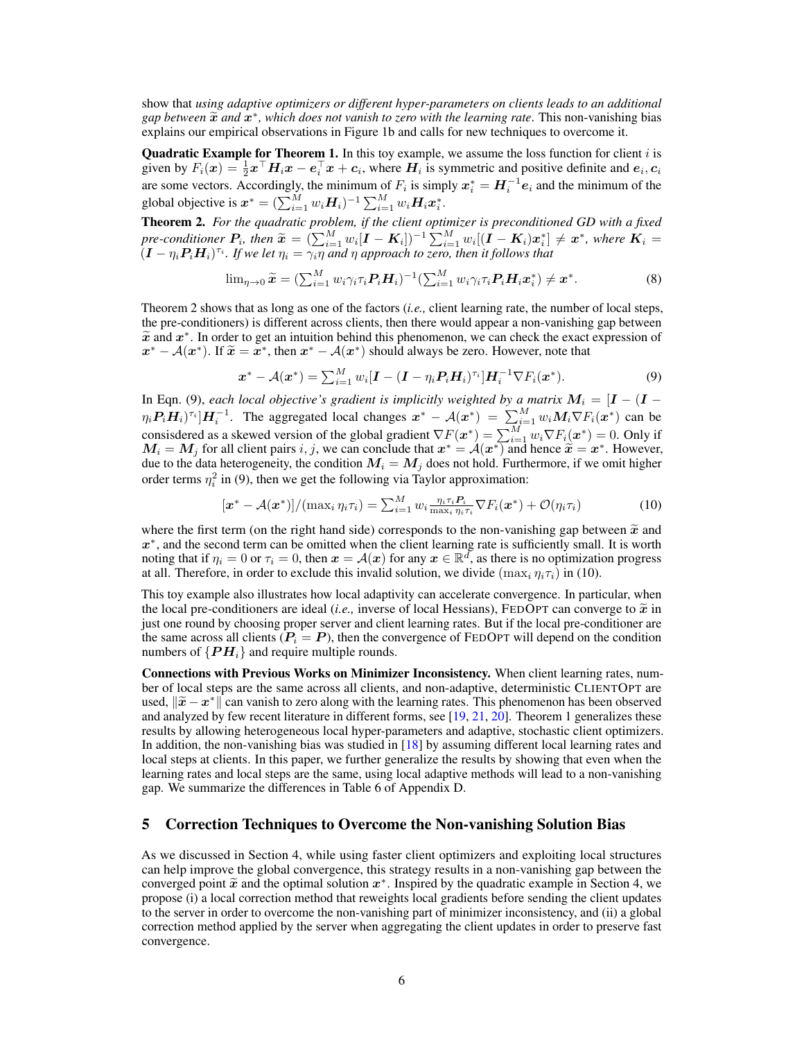show that *using adaptive optimizers or different hyper-parameters on clients leads to an additional gap between $\widetilde{\boldsymbol{x}}$ and $\boldsymbol{x}^*$, which does not vanish to zero with the learning rate*. This non-vanishing bias explains our empirical observations in Figure 1b and calls for new techniques to overcome it.

**Quadratic Example for Theorem 1.** In this toy example, we assume the loss function for client $i$ is given by $F_i(\boldsymbol{x}) = \frac{1}{2}\boldsymbol{x}^\top \boldsymbol{H}_i \boldsymbol{x} - \boldsymbol{e}_i^\top \boldsymbol{x} + \boldsymbol{c}_i$, where $\boldsymbol{H}_i$ is symmetric and positive definite and $\boldsymbol{e}_i, \boldsymbol{c}_i$ are some vectors. Accordingly, the minimum of $F_i$ is simply $\boldsymbol{x}_i^* = \boldsymbol{H}_i^{-1}\boldsymbol{e}_i$ and the minimum of the global objective is $\boldsymbol{x}^* = (\sum_{i=1}^M w_i \boldsymbol{H}_i)^{-1} \sum_{i=1}^M w_i \boldsymbol{H}_i \boldsymbol{x}_i^*$.

**Theorem 2.** *For the quadratic problem, if the client optimizer is preconditioned GD with a fixed pre-conditioner $\boldsymbol{P}_i$, then $\widetilde{\boldsymbol{x}} = (\sum_{i=1}^M w_i[\boldsymbol{I} - \boldsymbol{K}_i])^{-1} \sum_{i=1}^M w_i[(\boldsymbol{I} - \boldsymbol{K}_i)\boldsymbol{x}_i^*] \neq \boldsymbol{x}^*$, where $\boldsymbol{K}_i = (\boldsymbol{I} - \eta_i \boldsymbol{P}_i \boldsymbol{H}_i)^{\tau_i}$. If we let $\eta_i = \gamma_i \eta$ and $\eta$ approach to zero, then it follows that*

$$\lim_{\eta \to 0} \widetilde{\boldsymbol{x}} = (\textstyle\sum_{i=1}^M w_i \gamma_i \tau_i \boldsymbol{P}_i \boldsymbol{H}_i)^{-1} (\sum_{i=1}^M w_i \gamma_i \tau_i \boldsymbol{P}_i \boldsymbol{H}_i \boldsymbol{x}_i^*) \neq \boldsymbol{x}^*. \tag{8}$$

Theorem 2 shows that as long as one of the factors (*i.e.,* client learning rate, the number of local steps, the pre-conditioners) is different across clients, then there would appear a non-vanishing gap between $\widetilde{\boldsymbol{x}}$ and $\boldsymbol{x}^*$. In order to get an intuition behind this phenomenon, we can check the exact expression of $\boldsymbol{x}^* - \mathcal{A}(\boldsymbol{x}^*)$. If $\widetilde{\boldsymbol{x}} = \boldsymbol{x}^*$, then $\boldsymbol{x}^* - \mathcal{A}(\boldsymbol{x}^*)$ should always be zero. However, note that

$$\boldsymbol{x}^* - \mathcal{A}(\boldsymbol{x}^*) = \textstyle\sum_{i=1}^M w_i [\boldsymbol{I} - (\boldsymbol{I} - \eta_i \boldsymbol{P}_i \boldsymbol{H}_i)^{\tau_i}] \boldsymbol{H}_i^{-1} \nabla F_i(\boldsymbol{x}^*). \tag{9}$$

In Eqn. (9), *each local objective's gradient is implicitly weighted by a matrix $\boldsymbol{M}_i = [\boldsymbol{I} - (\boldsymbol{I} - \eta_i \boldsymbol{P}_i \boldsymbol{H}_i)^{\tau_i}]\boldsymbol{H}_i^{-1}$.* The aggregated local changes $\boldsymbol{x}^* - \mathcal{A}(\boldsymbol{x}^*) = \sum_{i=1}^M w_i \boldsymbol{M}_i \nabla F_i(\boldsymbol{x}^*)$ can be consisdered as a skewed version of the global gradient $\nabla F(\boldsymbol{x}^*) = \sum_{i=1}^M w_i \nabla F_i(\boldsymbol{x}^*) = 0$. Only if $\boldsymbol{M}_i = \boldsymbol{M}_j$ for all client pairs $i, j$, we can conclude that $\boldsymbol{x}^* = \mathcal{A}(\boldsymbol{x}^*)$ and hence $\widetilde{\boldsymbol{x}} = \boldsymbol{x}^*$. However, due to the data heterogeneity, the condition $\boldsymbol{M}_i = \boldsymbol{M}_j$ does not hold. Furthermore, if we omit higher order terms $\eta_i^2$ in (9), then we get the following via Taylor approximation:

$$[\boldsymbol{x}^* - \mathcal{A}(\boldsymbol{x}^*)]/(\max_i \eta_i \tau_i) = \textstyle\sum_{i=1}^M w_i \frac{\eta_i \tau_i \boldsymbol{P}_i}{\max_i \eta_i \tau_i} \nabla F_i(\boldsymbol{x}^*) + \mathcal{O}(\eta_i \tau_i) \tag{10}$$

where the first term (on the right hand side) corresponds to the non-vanishing gap between $\widetilde{\boldsymbol{x}}$ and $\boldsymbol{x}^*$, and the second term can be omitted when the client learning rate is sufficiently small. It is worth noting that if $\eta_i = 0$ or $\tau_i = 0$, then $\boldsymbol{x} = \mathcal{A}(\boldsymbol{x})$ for any $\boldsymbol{x} \in \mathbb{R}^d$, as there is no optimization progress at all. Therefore, in order to exclude this invalid solution, we divide $(\max_i \eta_i \tau_i)$ in (10).

This toy example also illustrates how local adaptivity can accelerate convergence. In particular, when the local pre-conditioners are ideal (*i.e.,* inverse of local Hessians), FedOpt can converge to $\widetilde{\boldsymbol{x}}$ in just one round by choosing proper server and client learning rates. But if the local pre-conditioner are the same across all clients ($\boldsymbol{P}_i = \boldsymbol{P}$), then the convergence of FedOpt will depend on the condition numbers of $\{\boldsymbol{P}\boldsymbol{H}_i\}$ and require multiple rounds.

**Connections with Previous Works on Minimizer Inconsistency.** When client learning rates, number of local steps are the same across all clients, and non-adaptive, deterministic ClientOpt are used, $\|\widetilde{\boldsymbol{x}} - \boldsymbol{x}^*\|$ can vanish to zero along with the learning rates. This phenomenon has been observed and analyzed by few recent literature in different forms, see [19, 21, 20]. Theorem 1 generalizes these results by allowing heterogeneous local hyper-parameters and adaptive, stochastic client optimizers. In addition, the non-vanishing bias was studied in [18] by assuming different local learning rates and local steps at clients. In this paper, we further generalize the results by showing that even when the learning rates and local steps are the same, using local adaptive methods will lead to a non-vanishing gap. We summarize the differences in Table 6 of Appendix D.

## 5 Correction Techniques to Overcome the Non-vanishing Solution Bias

As we discussed in Section 4, while using faster client optimizers and exploiting local structures can help improve the global convergence, this strategy results in a non-vanishing gap between the converged point $\widetilde{\boldsymbol{x}}$ and the optimal solution $\boldsymbol{x}^*$. Inspired by the quadratic example in Section 4, we propose (i) a local correction method that reweights local gradients before sending the client updates to the server in order to overcome the non-vanishing part of minimizer inconsistency, and (ii) a global correction method applied by the server when aggregating the client updates in order to preserve fast convergence.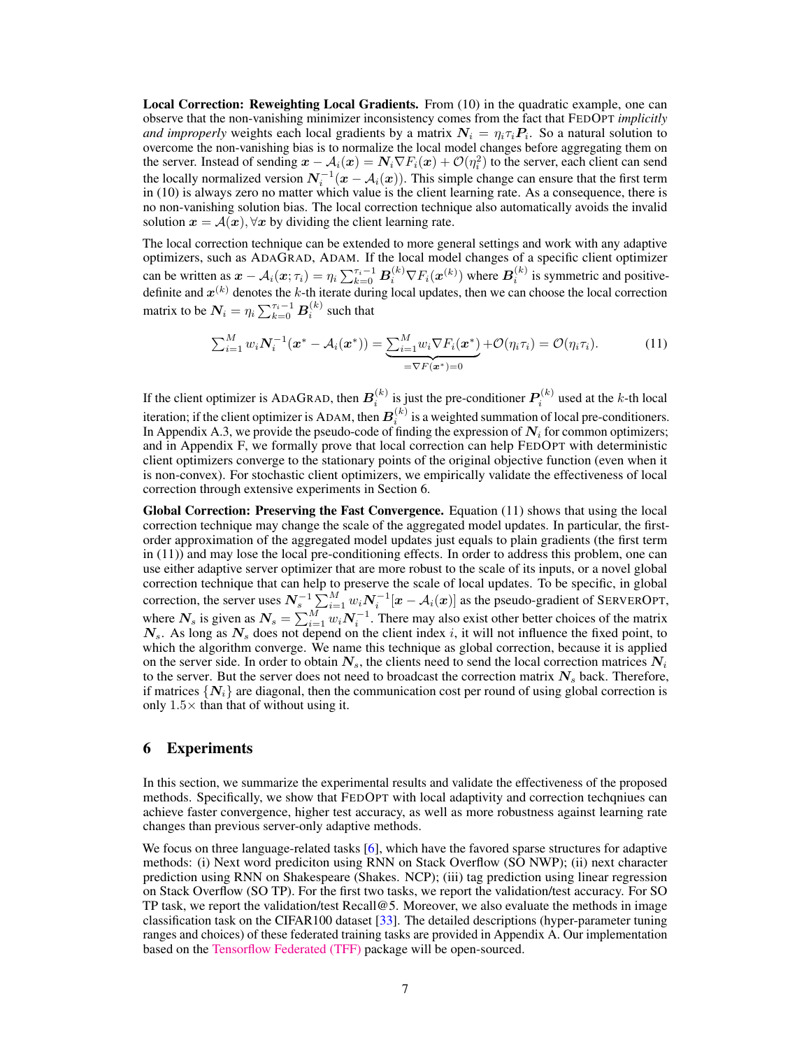**Local Correction: Reweighting Local Gradients.** From (10) in the quadratic example, one can observe that the non-vanishing minimizer inconsistency comes from the fact that FEDOPT *implicitly and improperly* weights each local gradients by a matrix $\boldsymbol{N}_i = \eta_i \tau_i \boldsymbol{P}_i$. So a natural solution to overcome the non-vanishing bias is to normalize the local model changes before aggregating them on the server. Instead of sending $\boldsymbol{x} - \mathcal{A}_i(\boldsymbol{x}) = \boldsymbol{N}_i \nabla F_i(\boldsymbol{x}) + \mathcal{O}(\eta_i^2)$ to the server, each client can send the locally normalized version $\boldsymbol{N}_i^{-1}(\boldsymbol{x} - \mathcal{A}_i(\boldsymbol{x}))$. This simple change can ensure that the first term in (10) is always zero no matter which value is the client learning rate. As a consequence, there is no non-vanishing solution bias. The local correction technique also automatically avoids the invalid solution $\boldsymbol{x} = \mathcal{A}(\boldsymbol{x}), \forall \boldsymbol{x}$ by dividing the client learning rate.

The local correction technique can be extended to more general settings and work with any adaptive optimizers, such as ADAGRAD, ADAM. If the local model changes of a specific client optimizer can be written as $\boldsymbol{x} - \mathcal{A}_i(\boldsymbol{x}; \tau_i) = \eta_i \sum_{k=0}^{\tau_i - 1} \boldsymbol{B}_i^{(k)} \nabla F_i(\boldsymbol{x}^{(k)})$ where $\boldsymbol{B}_i^{(k)}$ is symmetric and positive-definite and $\boldsymbol{x}^{(k)}$ denotes the $k$-th iterate during local updates, then we can choose the local correction matrix to be $\boldsymbol{N}_i = \eta_i \sum_{k=0}^{\tau_i - 1} \boldsymbol{B}_i^{(k)}$ such that

$$\sum_{i=1}^{M} w_i \boldsymbol{N}_i^{-1}(\boldsymbol{x}^* - \mathcal{A}_i(\boldsymbol{x}^*)) = \underbrace{\sum_{i=1}^{M} w_i \nabla F_i(\boldsymbol{x}^*)}_{= \nabla F(\boldsymbol{x}^*) = 0} + \mathcal{O}(\eta_i \tau_i) = \mathcal{O}(\eta_i \tau_i). \tag{11}$$

If the client optimizer is ADAGRAD, then $\boldsymbol{B}_i^{(k)}$ is just the pre-conditioner $\boldsymbol{P}_i^{(k)}$ used at the $k$-th local iteration; if the client optimizer is ADAM, then $\boldsymbol{B}_i^{(k)}$ is a weighted summation of local pre-conditioners. In Appendix A.3, we provide the pseudo-code of finding the expression of $\boldsymbol{N}_i$ for common optimizers; and in Appendix F, we formally prove that local correction can help FEDOPT with deterministic client optimizers converge to the stationary points of the original objective function (even when it is non-convex). For stochastic client optimizers, we empirically validate the effectiveness of local correction through extensive experiments in Section 6.

**Global Correction: Preserving the Fast Convergence.** Equation (11) shows that using the local correction technique may change the scale of the aggregated model updates. In particular, the first-order approximation of the aggregated model updates just equals to plain gradients (the first term in (11)) and may lose the local pre-conditioning effects. In order to address this problem, one can use either adaptive server optimizer that are more robust to the scale of its inputs, or a novel global correction technique that can help to preserve the scale of local updates. To be specific, in global correction, the server uses $\boldsymbol{N}_s^{-1} \sum_{i=1}^{M} w_i \boldsymbol{N}_i^{-1}[\boldsymbol{x} - \mathcal{A}_i(\boldsymbol{x})]$ as the pseudo-gradient of SERVEROPT, where $\boldsymbol{N}_s$ is given as $\boldsymbol{N}_s = \sum_{i=1}^{M} w_i \boldsymbol{N}_i^{-1}$. There may also exist other better choices of the matrix $\boldsymbol{N}_s$. As long as $\boldsymbol{N}_s$ does not depend on the client index $i$, it will not influence the fixed point, to which the algorithm converge. We name this technique as global correction, because it is applied on the server side. In order to obtain $\boldsymbol{N}_s$, the clients need to send the local correction matrices $\boldsymbol{N}_i$ to the server. But the server does not need to broadcast the correction matrix $\boldsymbol{N}_s$ back. Therefore, if matrices $\{\boldsymbol{N}_i\}$ are diagonal, then the communication cost per round of using global correction is only $1.5\times$ than that of without using it.

## 6 Experiments

In this section, we summarize the experimental results and validate the effectiveness of the proposed methods. Specifically, we show that FEDOPT with local adaptivity and correction techqniues can achieve faster convergence, higher test accuracy, as well as more robustness against learning rate changes than previous server-only adaptive methods.

We focus on three language-related tasks [6], which have the favored sparse structures for adaptive methods: (i) Next word prediciton using RNN on Stack Overflow (SO NWP); (ii) next character prediction using RNN on Shakespeare (Shakes. NCP); (iii) tag prediction using linear regression on Stack Overflow (SO TP). For the first two tasks, we report the validation/test accuracy. For SO TP task, we report the validation/test Recall@5. Moreover, we also evaluate the methods in image classification task on the CIFAR100 dataset [33]. The detailed descriptions (hyper-parameter tuning ranges and choices) of these federated training tasks are provided in Appendix A. Our implementation based on the Tensorflow Federated (TFF) package will be open-sourced.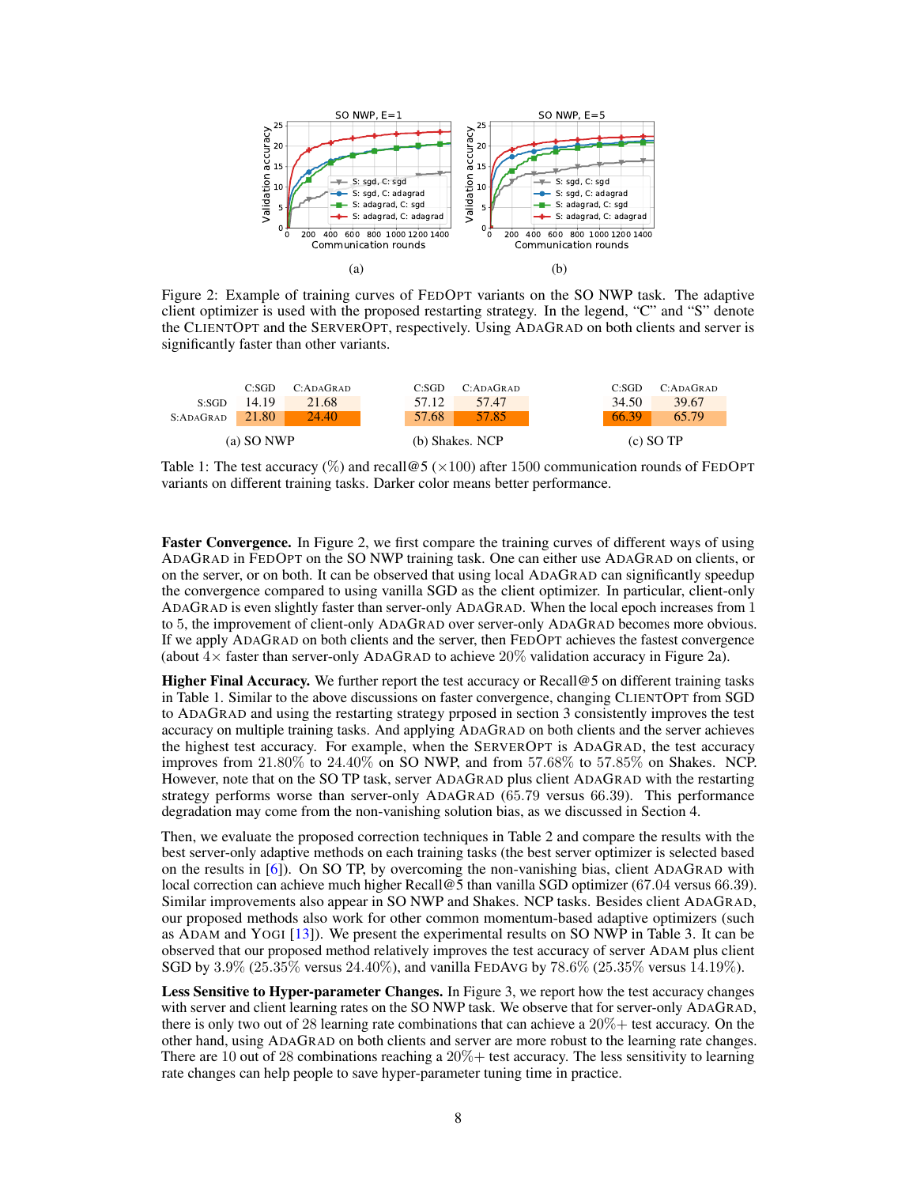Figure 2: Example of training curves of FEDOPT variants on the SO NWP task. The adaptive client optimizer is used with the proposed restarting strategy. In the legend, "C" and "S" denote the CLIENTOPT and the SERVEROPT, respectively. Using ADAGRAD on both clients and server is significantly faster than other variants.

(a) SO NWP

| | C:SGD | C:ADAGRAD |
|---|---|---|
| S:SGD | 14.19 | 21.68 |
| S:ADAGRAD | 21.80 | 24.40 |

(b) Shakes. NCP

| | C:SGD | C:ADAGRAD |
|---|---|---|
| S:SGD | 57.12 | 57.47 |
| S:ADAGRAD | 57.68 | 57.85 |

(c) SO TP

| | C:SGD | C:ADAGRAD |
|---|---|---|
| S:SGD | 34.50 | 39.67 |
| S:ADAGRAD | 66.39 | 65.79 |

Table 1: The test accuracy (%) and recall@5 ($\times 100$) after 1500 communication rounds of FEDOPT variants on different training tasks. Darker color means better performance.

**Faster Convergence.** In Figure 2, we first compare the training curves of different ways of using ADAGRAD in FEDOPT on the SO NWP training task. One can either use ADAGRAD on clients, or on the server, or on both. It can be observed that using local ADAGRAD can significantly speedup the convergence compared to using vanilla SGD as the client optimizer. In particular, client-only ADAGRAD is even slightly faster than server-only ADAGRAD. When the local epoch increases from 1 to 5, the improvement of client-only ADAGRAD over server-only ADAGRAD becomes more obvious. If we apply ADAGRAD on both clients and the server, then FEDOPT achieves the fastest convergence (about $4\times$ faster than server-only ADAGRAD to achieve 20% validation accuracy in Figure 2a).

**Higher Final Accuracy.** We further report the test accuracy or Recall@5 on different training tasks in Table 1. Similar to the above discussions on faster convergence, changing CLIENTOPT from SGD to ADAGRAD and using the restarting strategy prposed in section 3 consistently improves the test accuracy on multiple training tasks. And applying ADAGRAD on both clients and the server achieves the highest test accuracy. For example, when the SERVEROPT is ADAGRAD, the test accuracy improves from 21.80% to 24.40% on SO NWP, and from 57.68% to 57.85% on Shakes. NCP. However, note that on the SO TP task, server ADAGRAD plus client ADAGRAD with the restarting strategy performs worse than server-only ADAGRAD (65.79 versus 66.39). This performance degradation may come from the non-vanishing solution bias, as we discussed in Section 4.

Then, we evaluate the proposed correction techniques in Table 2 and compare the results with the best server-only adaptive methods on each training tasks (the best server optimizer is selected based on the results in [6]). On SO TP, by overcoming the non-vanishing bias, client ADAGRAD with local correction can achieve much higher Recall@5 than vanilla SGD optimizer (67.04 versus 66.39). Similar improvements also appear in SO NWP and Shakes. NCP tasks. Besides client ADAGRAD, our proposed methods also work for other common momentum-based adaptive optimizers (such as ADAM and YOGI [13]). We present the experimental results on SO NWP in Table 3. It can be observed that our proposed method relatively improves the test accuracy of server ADAM plus client SGD by 3.9% (25.35% versus 24.40%), and vanilla FEDAVG by 78.6% (25.35% versus 14.19%).

**Less Sensitive to Hyper-parameter Changes.** In Figure 3, we report how the test accuracy changes with server and client learning rates on the SO NWP task. We observe that for server-only ADAGRAD, there is only two out of 28 learning rate combinations that can achieve a 20%+ test accuracy. On the other hand, using ADAGRAD on both clients and server are more robust to the learning rate changes. There are 10 out of 28 combinations reaching a 20%+ test accuracy. The less sensitivity to learning rate changes can help people to save hyper-parameter tuning time in practice.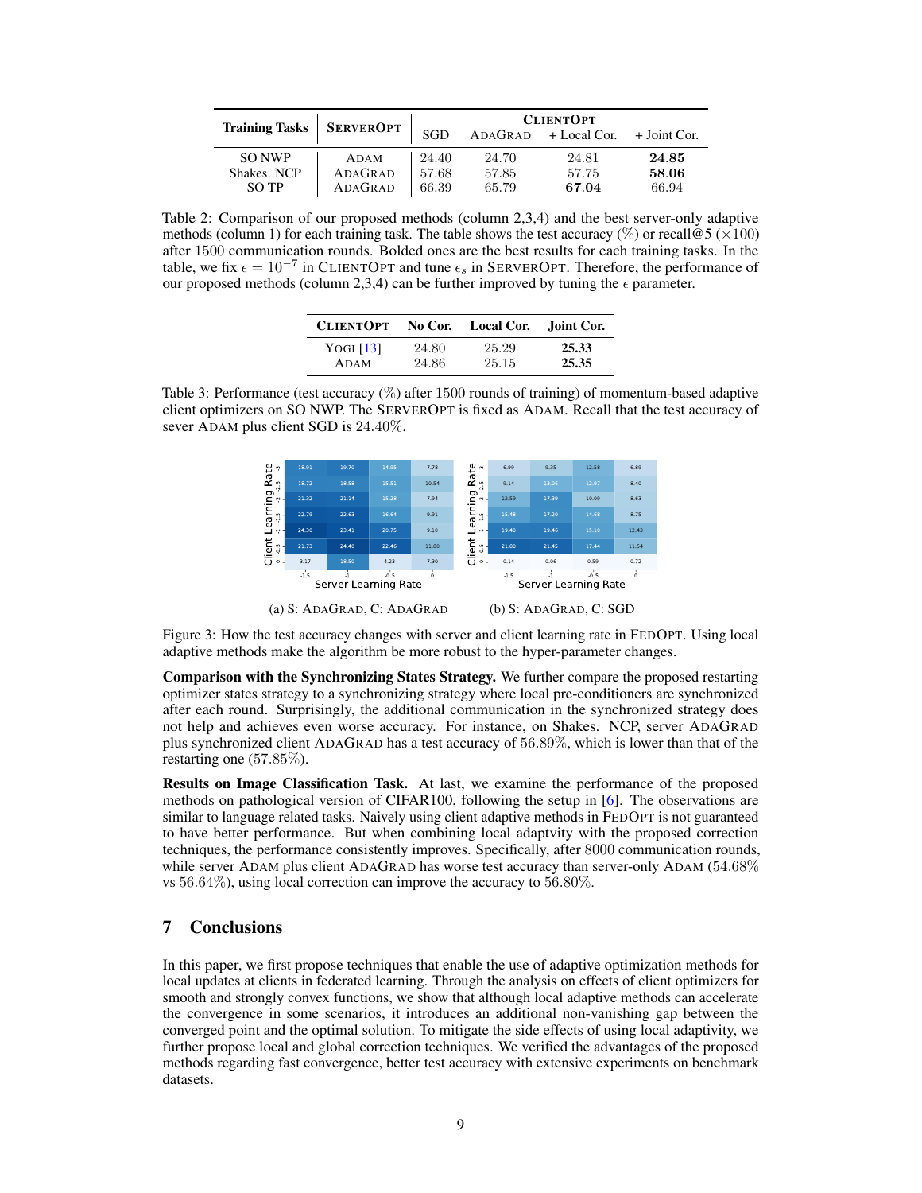| Training Tasks | ServerOpt | ClientOpt | | | |
|---|---|---|---|---|---|
| | | SGD | AdaGrad | + Local Cor. | + Joint Cor. |
| SO NWP | Adam | 24.40 | 24.70 | 24.81 | **24.85** |
| Shakes. NCP | AdaGrad | 57.68 | 57.85 | 57.75 | **58.06** |
| SO TP | AdaGrad | 66.39 | 65.79 | **67.04** | 66.94 |

Table 2: Comparison of our proposed methods (column 2,3,4) and the best server-only adaptive methods (column 1) for each training task. The table shows the test accuracy (%) or recall@5 ($\times 100$) after 1500 communication rounds. Bolded ones are the best results for each training tasks. In the table, we fix $\epsilon = 10^{-7}$ in ClientOpt and tune $\epsilon_s$ in ServerOpt. Therefore, the performance of our proposed methods (column 2,3,4) can be further improved by tuning the $\epsilon$ parameter.

| ClientOpt | No Cor. | Local Cor. | Joint Cor. |
|---|---|---|---|
| Yogi [13] | 24.80 | 25.29 | **25.33** |
| Adam | 24.86 | 25.15 | **25.35** |

Table 3: Performance (test accuracy (%) after 1500 rounds of training) of momentum-based adaptive client optimizers on SO NWP. The ServerOpt is fixed as Adam. Recall that the test accuracy of sever Adam plus client SGD is 24.40%.

(a) S: AdaGrad, C: AdaGrad (b) S: AdaGrad, C: SGD

Figure 3: How the test accuracy changes with server and client learning rate in FedOpt. Using local adaptive methods make the algorithm be more robust to the hyper-parameter changes.

**Comparison with the Synchronizing States Strategy.** We further compare the proposed restarting optimizer states strategy to a synchronizing strategy where local pre-conditioners are synchronized after each round. Surprisingly, the additional communication in the synchronized strategy does not help and achieves even worse accuracy. For instance, on Shakes. NCP, server AdaGrad plus synchronized client AdaGrad has a test accuracy of 56.89%, which is lower than that of the restarting one (57.85%).

**Results on Image Classification Task.** At last, we examine the performance of the proposed methods on pathological version of CIFAR100, following the setup in [6]. The observations are similar to language related tasks. Naively using client adaptive methods in FedOpt is not guaranteed to have better performance. But when combining local adaptvity with the proposed correction techniques, the performance consistently improves. Specifically, after 8000 communication rounds, while server Adam plus client AdaGrad has worse test accuracy than server-only Adam (54.68% vs 56.64%), using local correction can improve the accuracy to 56.80%.

## 7 Conclusions

In this paper, we first propose techniques that enable the use of adaptive optimization methods for local updates at clients in federated learning. Through the analysis on effects of client optimizers for smooth and strongly convex functions, we show that although local adaptive methods can accelerate the convergence in some scenarios, it introduces an additional non-vanishing gap between the converged point and the optimal solution. To mitigate the side effects of using local adaptivity, we further propose local and global correction techniques. We verified the advantages of the proposed methods regarding fast convergence, better test accuracy with extensive experiments on benchmark datasets.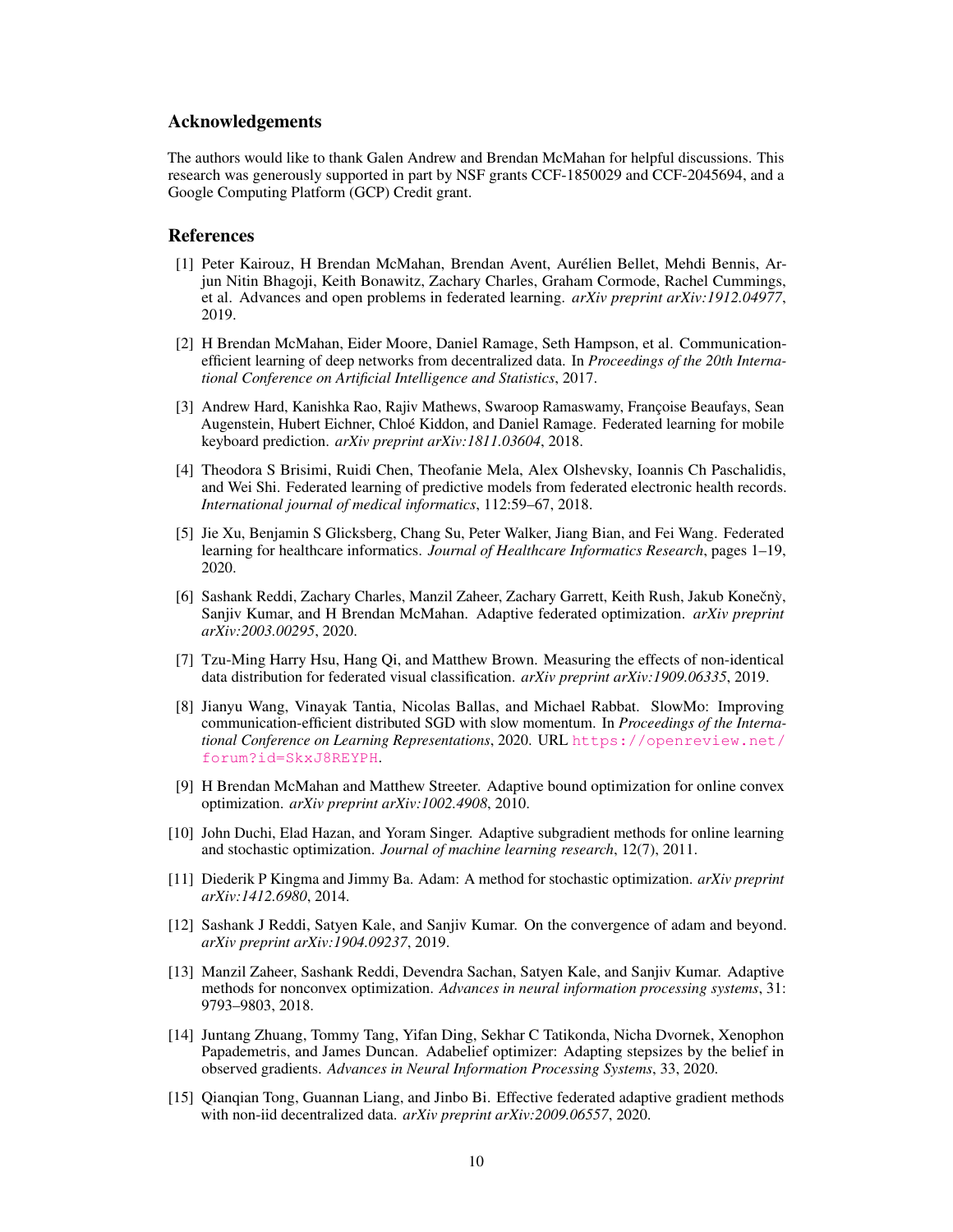## Acknowledgements

The authors would like to thank Galen Andrew and Brendan McMahan for helpful discussions. This research was generously supported in part by NSF grants CCF-1850029 and CCF-2045694, and a Google Computing Platform (GCP) Credit grant.

## References

[1] Peter Kairouz, H Brendan McMahan, Brendan Avent, Aurélien Bellet, Mehdi Bennis, Arjun Nitin Bhagoji, Keith Bonawitz, Zachary Charles, Graham Cormode, Rachel Cummings, et al. Advances and open problems in federated learning. *arXiv preprint arXiv:1912.04977*, 2019.

[2] H Brendan McMahan, Eider Moore, Daniel Ramage, Seth Hampson, et al. Communication-efficient learning of deep networks from decentralized data. In *Proceedings of the 20th International Conference on Artificial Intelligence and Statistics*, 2017.

[3] Andrew Hard, Kanishka Rao, Rajiv Mathews, Swaroop Ramaswamy, Françoise Beaufays, Sean Augenstein, Hubert Eichner, Chloé Kiddon, and Daniel Ramage. Federated learning for mobile keyboard prediction. *arXiv preprint arXiv:1811.03604*, 2018.

[4] Theodora S Brisimi, Ruidi Chen, Theofanie Mela, Alex Olshevsky, Ioannis Ch Paschalidis, and Wei Shi. Federated learning of predictive models from federated electronic health records. *International journal of medical informatics*, 112:59–67, 2018.

[5] Jie Xu, Benjamin S Glicksberg, Chang Su, Peter Walker, Jiang Bian, and Fei Wang. Federated learning for healthcare informatics. *Journal of Healthcare Informatics Research*, pages 1–19, 2020.

[6] Sashank Reddi, Zachary Charles, Manzil Zaheer, Zachary Garrett, Keith Rush, Jakub Konečnỳ, Sanjiv Kumar, and H Brendan McMahan. Adaptive federated optimization. *arXiv preprint arXiv:2003.00295*, 2020.

[7] Tzu-Ming Harry Hsu, Hang Qi, and Matthew Brown. Measuring the effects of non-identical data distribution for federated visual classification. *arXiv preprint arXiv:1909.06335*, 2019.

[8] Jianyu Wang, Vinayak Tantia, Nicolas Ballas, and Michael Rabbat. SlowMo: Improving communication-efficient distributed SGD with slow momentum. In *Proceedings of the International Conference on Learning Representations*, 2020. URL https://openreview.net/forum?id=SkxJ8REYPH.

[9] H Brendan McMahan and Matthew Streeter. Adaptive bound optimization for online convex optimization. *arXiv preprint arXiv:1002.4908*, 2010.

[10] John Duchi, Elad Hazan, and Yoram Singer. Adaptive subgradient methods for online learning and stochastic optimization. *Journal of machine learning research*, 12(7), 2011.

[11] Diederik P Kingma and Jimmy Ba. Adam: A method for stochastic optimization. *arXiv preprint arXiv:1412.6980*, 2014.

[12] Sashank J Reddi, Satyen Kale, and Sanjiv Kumar. On the convergence of adam and beyond. *arXiv preprint arXiv:1904.09237*, 2019.

[13] Manzil Zaheer, Sashank Reddi, Devendra Sachan, Satyen Kale, and Sanjiv Kumar. Adaptive methods for nonconvex optimization. *Advances in neural information processing systems*, 31: 9793–9803, 2018.

[14] Juntang Zhuang, Tommy Tang, Yifan Ding, Sekhar C Tatikonda, Nicha Dvornek, Xenophon Papademetris, and James Duncan. Adabelief optimizer: Adapting stepsizes by the belief in observed gradients. *Advances in Neural Information Processing Systems*, 33, 2020.

[15] Qianqian Tong, Guannan Liang, and Jinbo Bi. Effective federated adaptive gradient methods with non-iid decentralized data. *arXiv preprint arXiv:2009.06557*, 2020.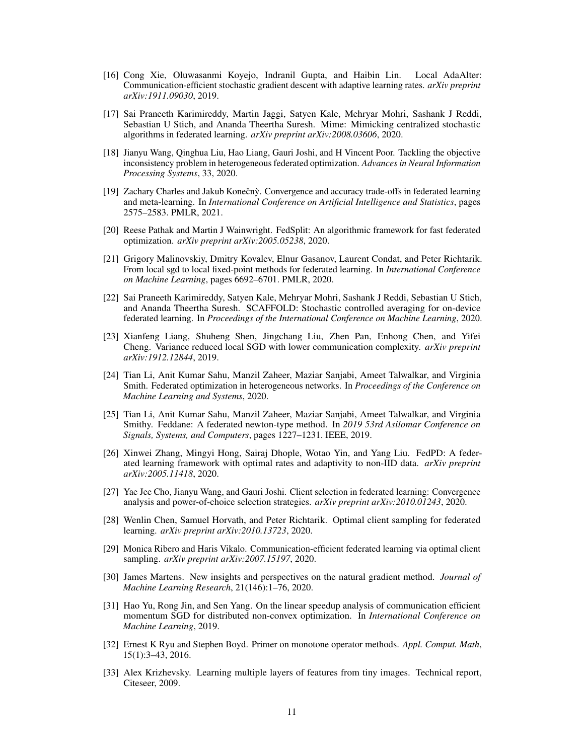[16] Cong Xie, Oluwasanmi Koyejo, Indranil Gupta, and Haibin Lin. Local AdaAlter: Communication-efficient stochastic gradient descent with adaptive learning rates. *arXiv preprint arXiv:1911.09030*, 2019.

[17] Sai Praneeth Karimireddy, Martin Jaggi, Satyen Kale, Mehryar Mohri, Sashank J Reddi, Sebastian U Stich, and Ananda Theertha Suresh. Mime: Mimicking centralized stochastic algorithms in federated learning. *arXiv preprint arXiv:2008.03606*, 2020.

[18] Jianyu Wang, Qinghua Liu, Hao Liang, Gauri Joshi, and H Vincent Poor. Tackling the objective inconsistency problem in heterogeneous federated optimization. *Advances in Neural Information Processing Systems*, 33, 2020.

[19] Zachary Charles and Jakub Konečný. Convergence and accuracy trade-offs in federated learning and meta-learning. In *International Conference on Artificial Intelligence and Statistics*, pages 2575–2583. PMLR, 2021.

[20] Reese Pathak and Martin J Wainwright. FedSplit: An algorithmic framework for fast federated optimization. *arXiv preprint arXiv:2005.05238*, 2020.

[21] Grigory Malinovskiy, Dmitry Kovalev, Elnur Gasanov, Laurent Condat, and Peter Richtarik. From local sgd to local fixed-point methods for federated learning. In *International Conference on Machine Learning*, pages 6692–6701. PMLR, 2020.

[22] Sai Praneeth Karimireddy, Satyen Kale, Mehryar Mohri, Sashank J Reddi, Sebastian U Stich, and Ananda Theertha Suresh. SCAFFOLD: Stochastic controlled averaging for on-device federated learning. In *Proceedings of the International Conference on Machine Learning*, 2020.

[23] Xianfeng Liang, Shuheng Shen, Jingchang Liu, Zhen Pan, Enhong Chen, and Yifei Cheng. Variance reduced local SGD with lower communication complexity. *arXiv preprint arXiv:1912.12844*, 2019.

[24] Tian Li, Anit Kumar Sahu, Manzil Zaheer, Maziar Sanjabi, Ameet Talwalkar, and Virginia Smith. Federated optimization in heterogeneous networks. In *Proceedings of the Conference on Machine Learning and Systems*, 2020.

[25] Tian Li, Anit Kumar Sahu, Manzil Zaheer, Maziar Sanjabi, Ameet Talwalkar, and Virginia Smithy. Feddane: A federated newton-type method. In *2019 53rd Asilomar Conference on Signals, Systems, and Computers*, pages 1227–1231. IEEE, 2019.

[26] Xinwei Zhang, Mingyi Hong, Sairaj Dhople, Wotao Yin, and Yang Liu. FedPD: A federated learning framework with optimal rates and adaptivity to non-IID data. *arXiv preprint arXiv:2005.11418*, 2020.

[27] Yae Jee Cho, Jianyu Wang, and Gauri Joshi. Client selection in federated learning: Convergence analysis and power-of-choice selection strategies. *arXiv preprint arXiv:2010.01243*, 2020.

[28] Wenlin Chen, Samuel Horvath, and Peter Richtarik. Optimal client sampling for federated learning. *arXiv preprint arXiv:2010.13723*, 2020.

[29] Monica Ribero and Haris Vikalo. Communication-efficient federated learning via optimal client sampling. *arXiv preprint arXiv:2007.15197*, 2020.

[30] James Martens. New insights and perspectives on the natural gradient method. *Journal of Machine Learning Research*, 21(146):1–76, 2020.

[31] Hao Yu, Rong Jin, and Sen Yang. On the linear speedup analysis of communication efficient momentum SGD for distributed non-convex optimization. In *International Conference on Machine Learning*, 2019.

[32] Ernest K Ryu and Stephen Boyd. Primer on monotone operator methods. *Appl. Comput. Math*, 15(1):3–43, 2016.

[33] Alex Krizhevsky. Learning multiple layers of features from tiny images. Technical report, Citeseer, 2009.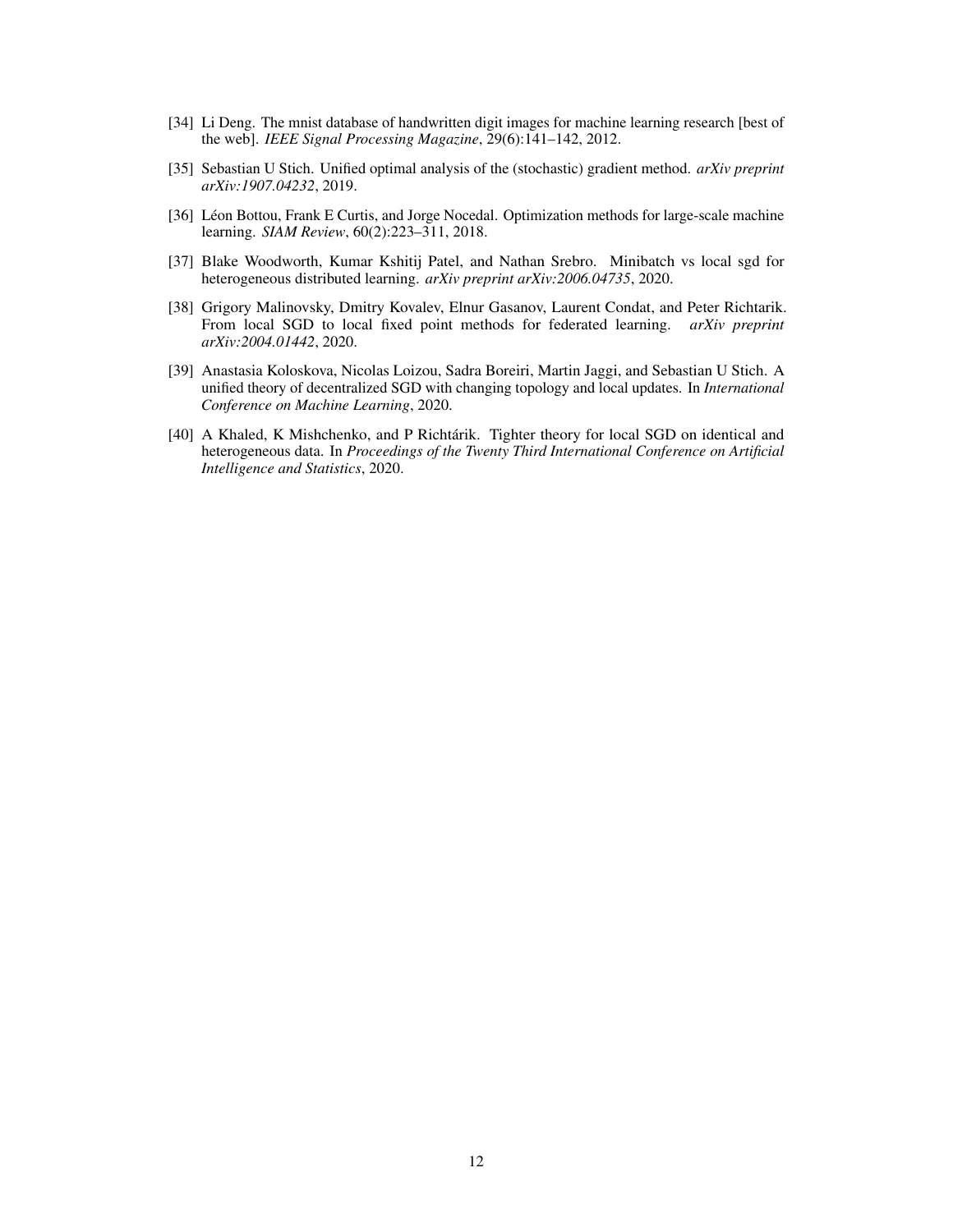[34] Li Deng. The mnist database of handwritten digit images for machine learning research [best of the web]. *IEEE Signal Processing Magazine*, 29(6):141–142, 2012.

[35] Sebastian U Stich. Unified optimal analysis of the (stochastic) gradient method. *arXiv preprint arXiv:1907.04232*, 2019.

[36] Léon Bottou, Frank E Curtis, and Jorge Nocedal. Optimization methods for large-scale machine learning. *SIAM Review*, 60(2):223–311, 2018.

[37] Blake Woodworth, Kumar Kshitij Patel, and Nathan Srebro. Minibatch vs local sgd for heterogeneous distributed learning. *arXiv preprint arXiv:2006.04735*, 2020.

[38] Grigory Malinovsky, Dmitry Kovalev, Elnur Gasanov, Laurent Condat, and Peter Richtarik. From local SGD to local fixed point methods for federated learning. *arXiv preprint arXiv:2004.01442*, 2020.

[39] Anastasia Koloskova, Nicolas Loizou, Sadra Boreiri, Martin Jaggi, and Sebastian U Stich. A unified theory of decentralized SGD with changing topology and local updates. In *International Conference on Machine Learning*, 2020.

[40] A Khaled, K Mishchenko, and P Richtárik. Tighter theory for local SGD on identical and heterogeneous data. In *Proceedings of the Twenty Third International Conference on Artificial Intelligence and Statistics*, 2020.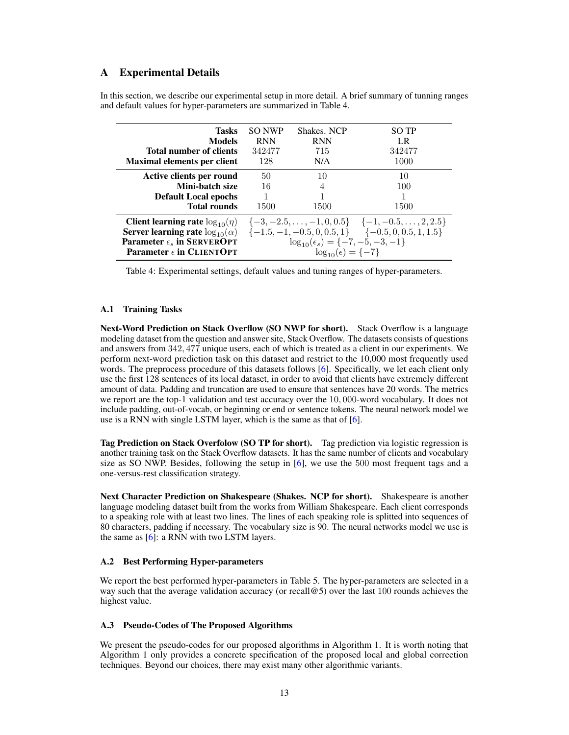## A Experimental Details

In this section, we describe our experimental setup in more detail. A brief summary of tunning ranges and default values for hyper-parameters are summarized in Table 4.

| **Tasks** | SO NWP | Shakes. NCP | SO TP |
|---|---|---|---|
| **Models** | RNN | RNN | LR |
| **Total number of clients** | 342477 | 715 | 342477 |
| **Maximal elements per client** | 128 | N/A | 1000 |
| **Active clients per round** | 50 | 10 | 10 |
| **Mini-batch size** | 16 | 4 | 100 |
| **Default Local epochs** | 1 | 1 | 1 |
| **Total rounds** | 1500 | 1500 | 1500 |
| **Client learning rate** $\log_{10}(\eta)$ | $\{-3, -2.5, \ldots, -1, 0, 0.5\}$ | | $\{-1, -0.5, \ldots, 2, 2.5\}$ |
| **Server learning rate** $\log_{10}(\alpha)$ | $\{-1.5, -1, -0.5, 0, 0.5, 1\}$ | | $\{-0.5, 0, 0.5, 1, 1.5\}$ |
| **Parameter** $\epsilon_s$ **in ServerOpt** | $\log_{10}(\epsilon_s) = \{-7, -5, -3, -1\}$ | | |
| **Parameter** $\epsilon$ **in ClientOpt** | $\log_{10}(\epsilon) = \{-7\}$ | | |

Table 4: Experimental settings, default values and tuning ranges of hyper-parameters.

### A.1 Training Tasks

**Next-Word Prediction on Stack Overflow (SO NWP for short).** Stack Overflow is a language modeling dataset from the question and answer site, Stack Overflow. The datasets consists of questions and answers from $342,477$ unique users, each of which is treated as a client in our experiments. We perform next-word prediction task on this dataset and restrict to the 10,000 most frequently used words. The preprocess procedure of this datasets follows [6]. Specifically, we let each client only use the first 128 sentences of its local dataset, in order to avoid that clients have extremely different amount of data. Padding and truncation are used to ensure that sentences have 20 words. The metrics we report are the top-1 validation and test accuracy over the $10,000$-word vocabulary. It does not include padding, out-of-vocab, or beginning or end or sentence tokens. The neural network model we use is a RNN with single LSTM layer, which is the same as that of [6].

**Tag Prediction on Stack Overfolow (SO TP for short).** Tag prediction via logistic regression is another training task on the Stack Overflow datasets. It has the same number of clients and vocabulary size as SO NWP. Besides, following the setup in [6], we use the $500$ most frequent tags and a one-versus-rest classification strategy.

**Next Character Prediction on Shakespeare (Shakes. NCP for short).** Shakespeare is another language modeling dataset built from the works from William Shakespeare. Each client corresponds to a speaking role with at least two lines. The lines of each speaking role is splitted into sequences of 80 characters, padding if necessary. The vocabulary size is 90. The neural networks model we use is the same as [6]: a RNN with two LSTM layers.

### A.2 Best Performing Hyper-parameters

We report the best performed hyper-parameters in Table 5. The hyper-parameters are selected in a way such that the average validation accuracy (or recall@5) over the last $100$ rounds achieves the highest value.

### A.3 Pseudo-Codes of The Proposed Algorithms

We present the pseudo-codes for our proposed algorithms in Algorithm 1. It is worth noting that Algorithm 1 only provides a concrete specification of the proposed local and global correction techniques. Beyond our choices, there may exist many other algorithmic variants.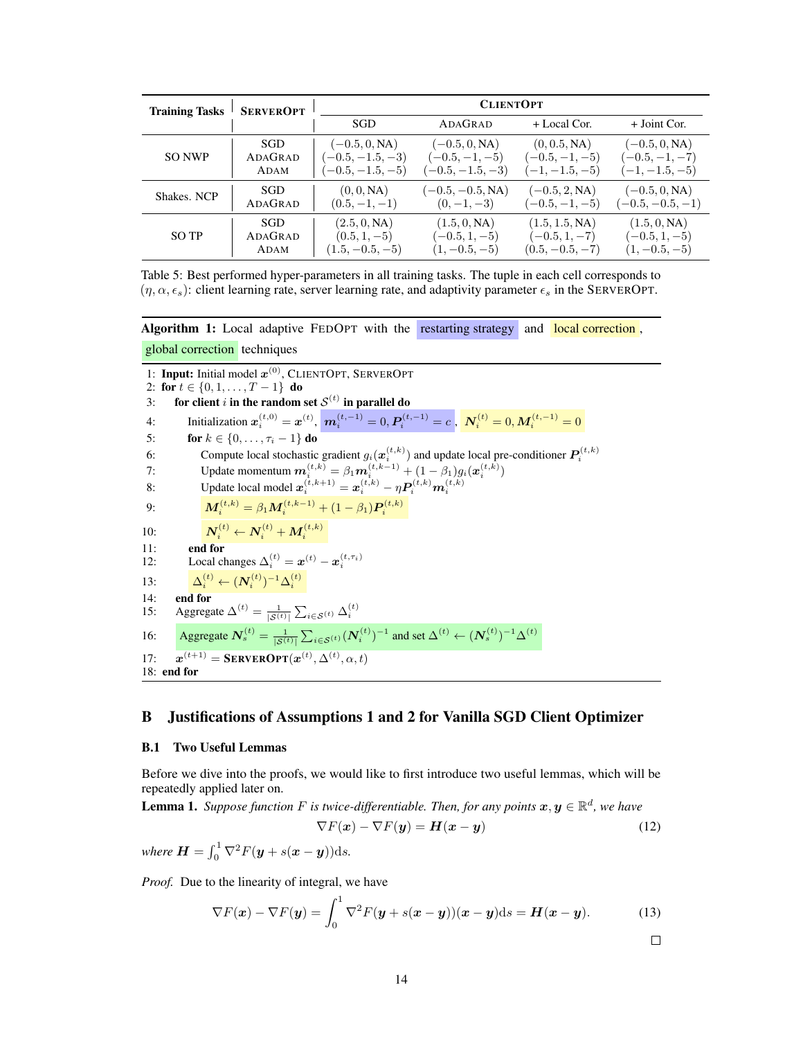| Training Tasks | ServerOpt | ClientOpt | | | |
|---|---|---|---|---|---|
| | | SGD | AdaGrad | + Local Cor. | + Joint Cor. |
| SO NWP | SGD | $(-0.5, 0, \text{NA})$ | $(-0.5, 0, \text{NA})$ | $(0, 0.5, \text{NA})$ | $(-0.5, 0, \text{NA})$ |
| | AdaGrad | $(-0.5, -1.5, -3)$ | $(-0.5, -1, -5)$ | $(-0.5, -1, -5)$ | $(-0.5, -1, -7)$ |
| | Adam | $(-0.5, -1.5, -5)$ | $(-0.5, -1.5, -3)$ | $(-1, -1.5, -5)$ | $(-1, -1.5, -5)$ |
| Shakes. NCP | SGD | $(0, 0, \text{NA})$ | $(-0.5, -0.5, \text{NA})$ | $(-0.5, 2, \text{NA})$ | $(-0.5, 0, \text{NA})$ |
| | AdaGrad | $(0.5, -1, -1)$ | $(0, -1, -3)$ | $(-0.5, -1, -5)$ | $(-0.5, -0.5, -1)$ |
| SO TP | SGD | $(2.5, 0, \text{NA})$ | $(1.5, 0, \text{NA})$ | $(1.5, 1.5, \text{NA})$ | $(1.5, 0, \text{NA})$ |
| | AdaGrad | $(0.5, 1, -5)$ | $(-0.5, 1, -5)$ | $(-0.5, 1, -7)$ | $(-0.5, 1, -5)$ |
| | Adam | $(1.5, -0.5, -5)$ | $(1, -0.5, -5)$ | $(0.5, -0.5, -7)$ | $(1, -0.5, -5)$ |

Table 5: Best performed hyper-parameters in all training tasks. The tuple in each cell corresponds to $(\eta, \alpha, \epsilon_s)$: client learning rate, server learning rate, and adaptivity parameter $\epsilon_s$ in the ServerOpt.

**Algorithm 1:** Local adaptive FedOpt with the restarting strategy and local correction, global correction techniques

1: **Input:** Initial model $\boldsymbol{x}^{(0)}$, ClientOpt, ServerOpt
2: **for** $t \in \{0, 1, \dots, T-1\}$ **do**
3: **for client** $i$ **in the random set** $\mathcal{S}^{(t)}$ **in parallel do**
4: Initialization $\boldsymbol{x}_i^{(t,0)} = \boldsymbol{x}^{(t)}$, $\boldsymbol{m}_i^{(t,-1)} = 0, \boldsymbol{P}_i^{(t,-1)} = c$, $\boldsymbol{N}_i^{(t)} = 0, \boldsymbol{M}_i^{(t,-1)} = 0$
5: **for** $k \in \{0, \dots, \tau_i - 1\}$ **do**
6: Compute local stochastic gradient $g_i(\boldsymbol{x}_i^{(t,k)})$ and update local pre-conditioner $\boldsymbol{P}_i^{(t,k)}$
7: Update momentum $\boldsymbol{m}_i^{(t,k)} = \beta_1 \boldsymbol{m}_i^{(t,k-1)} + (1-\beta_1) g_i(\boldsymbol{x}_i^{(t,k)})$
8: Update local model $\boldsymbol{x}_i^{(t,k+1)} = \boldsymbol{x}_i^{(t,k)} - \eta \boldsymbol{P}_i^{(t,k)} \boldsymbol{m}_i^{(t,k)}$
9: $\boldsymbol{M}_i^{(t,k)} = \beta_1 \boldsymbol{M}_i^{(t,k-1)} + (1-\beta_1) \boldsymbol{P}_i^{(t,k)}$
10: $\boldsymbol{N}_i^{(t)} \leftarrow \boldsymbol{N}_i^{(t)} + \boldsymbol{M}_i^{(t,k)}$
11: **end for**
12: Local changes $\Delta_i^{(t)} = \boldsymbol{x}^{(t)} - \boldsymbol{x}_i^{(t,\tau_i)}$
13: $\Delta_i^{(t)} \leftarrow (\boldsymbol{N}_i^{(t)})^{-1} \Delta_i^{(t)}$
14: **end for**
15: Aggregate $\Delta^{(t)} = \frac{1}{|\mathcal{S}^{(t)}|} \sum_{i \in \mathcal{S}^{(t)}} \Delta_i^{(t)}$
16: Aggregate $\boldsymbol{N}_s^{(t)} = \frac{1}{|\mathcal{S}^{(t)}|} \sum_{i \in \mathcal{S}^{(t)}} (\boldsymbol{N}_i^{(t)})^{-1}$ and set $\Delta^{(t)} \leftarrow (\boldsymbol{N}_s^{(t)})^{-1} \Delta^{(t)}$
17: $\boldsymbol{x}^{(t+1)} = \textbf{ServerOpt}(\boldsymbol{x}^{(t)}, \Delta^{(t)}, \alpha, t)$
18: **end for**

## B Justifications of Assumptions 1 and 2 for Vanilla SGD Client Optimizer

### B.1 Two Useful Lemmas

Before we dive into the proofs, we would like to first introduce two useful lemmas, which will be repeatedly applied later on.

**Lemma 1.** *Suppose function $F$ is twice-differentiable. Then, for any points $\boldsymbol{x}, \boldsymbol{y} \in \mathbb{R}^d$, we have*

$$\nabla F(\boldsymbol{x}) - \nabla F(\boldsymbol{y}) = \boldsymbol{H}(\boldsymbol{x} - \boldsymbol{y}) \tag{12}$$

*where $\boldsymbol{H} = \int_0^1 \nabla^2 F(\boldsymbol{y} + s(\boldsymbol{x} - \boldsymbol{y}))\mathrm{d}s$.*

*Proof.* Due to the linearity of integral, we have

$$\nabla F(\boldsymbol{x}) - \nabla F(\boldsymbol{y}) = \int_0^1 \nabla^2 F(\boldsymbol{y} + s(\boldsymbol{x} - \boldsymbol{y}))(\boldsymbol{x} - \boldsymbol{y})\mathrm{d}s = \boldsymbol{H}(\boldsymbol{x} - \boldsymbol{y}). \tag{13}$$

□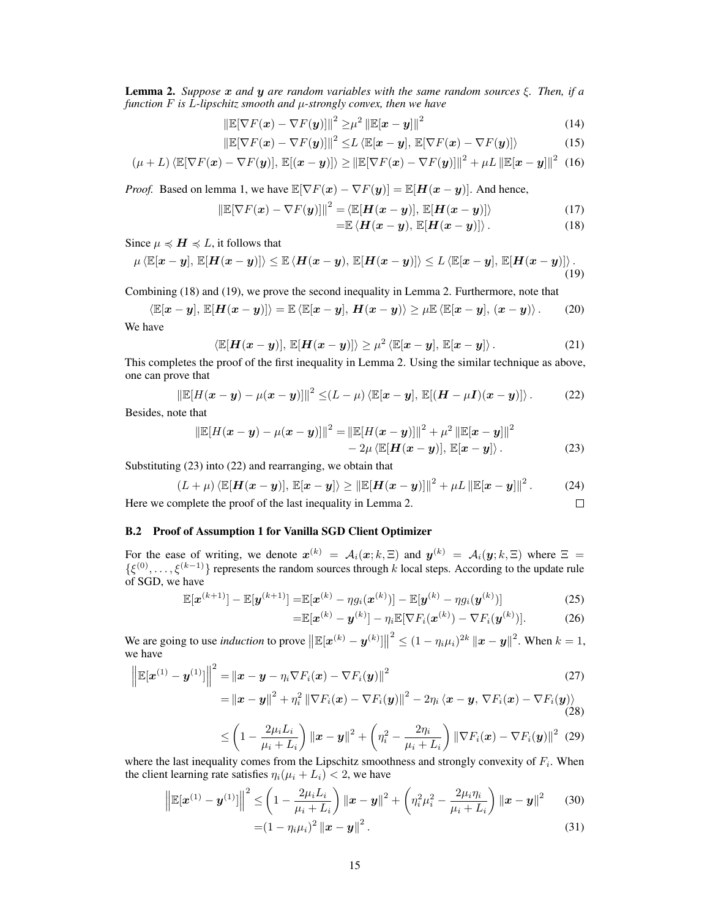**Lemma 2.** *Suppose $\boldsymbol{x}$ and $\boldsymbol{y}$ are random variables with the same random sources $\xi$. Then, if a function $F$ is $L$-lipschitz smooth and $\mu$-strongly convex, then we have*

$$\|\mathbb{E}[\nabla F(\boldsymbol{x}) - \nabla F(\boldsymbol{y})]\|^2 \geq \mu^2 \|\mathbb{E}[\boldsymbol{x} - \boldsymbol{y}]\|^2 \tag{14}$$

$$\|\mathbb{E}[\nabla F(\boldsymbol{x}) - \nabla F(\boldsymbol{y})]\|^2 \leq L \langle \mathbb{E}[\boldsymbol{x} - \boldsymbol{y}], \mathbb{E}[\nabla F(\boldsymbol{x}) - \nabla F(\boldsymbol{y})] \rangle \tag{15}$$

$$(\mu + L) \langle \mathbb{E}[\nabla F(\boldsymbol{x}) - \nabla F(\boldsymbol{y})], \mathbb{E}[(\boldsymbol{x} - \boldsymbol{y})] \rangle \geq \|\mathbb{E}[\nabla F(\boldsymbol{x}) - \nabla F(\boldsymbol{y})]\|^2 + \mu L \|\mathbb{E}[\boldsymbol{x} - \boldsymbol{y}]\|^2 \tag{16}$$

*Proof.* Based on lemma 1, we have $\mathbb{E}[\nabla F(\boldsymbol{x}) - \nabla F(\boldsymbol{y})] = \mathbb{E}[\boldsymbol{H}(\boldsymbol{x} - \boldsymbol{y})]$. And hence,

$$\|\mathbb{E}[\nabla F(\boldsymbol{x}) - \nabla F(\boldsymbol{y})]\|^2 = \langle \mathbb{E}[\boldsymbol{H}(\boldsymbol{x} - \boldsymbol{y})], \mathbb{E}[\boldsymbol{H}(\boldsymbol{x} - \boldsymbol{y})] \rangle \tag{17}$$

$$= \mathbb{E} \langle \boldsymbol{H}(\boldsymbol{x} - \boldsymbol{y}), \mathbb{E}[\boldsymbol{H}(\boldsymbol{x} - \boldsymbol{y})] \rangle . \tag{18}$$

Since $\mu \preccurlyeq \boldsymbol{H} \preccurlyeq L$, it follows that

$$\mu \langle \mathbb{E}[\boldsymbol{x} - \boldsymbol{y}], \mathbb{E}[\boldsymbol{H}(\boldsymbol{x} - \boldsymbol{y})] \rangle \leq \mathbb{E} \langle \boldsymbol{H}(\boldsymbol{x} - \boldsymbol{y}), \mathbb{E}[\boldsymbol{H}(\boldsymbol{x} - \boldsymbol{y})] \rangle \leq L \langle \mathbb{E}[\boldsymbol{x} - \boldsymbol{y}], \mathbb{E}[\boldsymbol{H}(\boldsymbol{x} - \boldsymbol{y})] \rangle . \tag{19}$$

Combining (18) and (19), we prove the second inequality in Lemma 2. Furthermore, note that

$$\langle \mathbb{E}[\boldsymbol{x} - \boldsymbol{y}], \mathbb{E}[\boldsymbol{H}(\boldsymbol{x} - \boldsymbol{y})] \rangle = \mathbb{E} \langle \mathbb{E}[\boldsymbol{x} - \boldsymbol{y}], \boldsymbol{H}(\boldsymbol{x} - \boldsymbol{y}) \rangle \geq \mu \mathbb{E} \langle \mathbb{E}[\boldsymbol{x} - \boldsymbol{y}], (\boldsymbol{x} - \boldsymbol{y}) \rangle . \tag{20}$$

We have

$$\langle \mathbb{E}[\boldsymbol{H}(\boldsymbol{x} - \boldsymbol{y})], \mathbb{E}[\boldsymbol{H}(\boldsymbol{x} - \boldsymbol{y})] \rangle \geq \mu^2 \langle \mathbb{E}[\boldsymbol{x} - \boldsymbol{y}], \mathbb{E}[\boldsymbol{x} - \boldsymbol{y}] \rangle . \tag{21}$$

This completes the proof of the first inequality in Lemma 2. Using the similar technique as above, one can prove that

$$\|\mathbb{E}[H(\boldsymbol{x} - \boldsymbol{y}) - \mu(\boldsymbol{x} - \boldsymbol{y})]\|^2 \leq (L - \mu) \langle \mathbb{E}[\boldsymbol{x} - \boldsymbol{y}], \mathbb{E}[(\boldsymbol{H} - \mu \boldsymbol{I})(\boldsymbol{x} - \boldsymbol{y})] \rangle . \tag{22}$$

Besides, note that

$$\|\mathbb{E}[H(\boldsymbol{x} - \boldsymbol{y}) - \mu(\boldsymbol{x} - \boldsymbol{y})]\|^2 = \|\mathbb{E}[H(\boldsymbol{x} - \boldsymbol{y})]\|^2 + \mu^2 \|\mathbb{E}[\boldsymbol{x} - \boldsymbol{y}]\|^2 - 2\mu \langle \mathbb{E}[\boldsymbol{H}(\boldsymbol{x} - \boldsymbol{y})], \mathbb{E}[\boldsymbol{x} - \boldsymbol{y}] \rangle . \tag{23}$$

Substituting (23) into (22) and rearranging, we obtain that

$$(L + \mu) \langle \mathbb{E}[\boldsymbol{H}(\boldsymbol{x} - \boldsymbol{y})], \mathbb{E}[\boldsymbol{x} - \boldsymbol{y}] \rangle \geq \|\mathbb{E}[\boldsymbol{H}(\boldsymbol{x} - \boldsymbol{y})]\|^2 + \mu L \|\mathbb{E}[\boldsymbol{x} - \boldsymbol{y}]\|^2 . \tag{24}$$

Here we complete the proof of the last inequality in Lemma 2. $\square$

### B.2 Proof of Assumption 1 for Vanilla SGD Client Optimizer

For the ease of writing, we denote $\boldsymbol{x}^{(k)} = \mathcal{A}_i(\boldsymbol{x}; k, \Xi)$ and $\boldsymbol{y}^{(k)} = \mathcal{A}_i(\boldsymbol{y}; k, \Xi)$ where $\Xi = \{\xi^{(0)}, \dots, \xi^{(k-1)}\}$ represents the random sources through $k$ local steps. According to the update rule of SGD, we have

$$\mathbb{E}[\boldsymbol{x}^{(k+1)}] - \mathbb{E}[\boldsymbol{y}^{(k+1)}] = \mathbb{E}[\boldsymbol{x}^{(k)} - \eta g_i(\boldsymbol{x}^{(k)})] - \mathbb{E}[\boldsymbol{y}^{(k)} - \eta g_i(\boldsymbol{y}^{(k)})] \tag{25}$$

$$= \mathbb{E}[\boldsymbol{x}^{(k)} - \boldsymbol{y}^{(k)}] - \eta_i \mathbb{E}[\nabla F_i(\boldsymbol{x}^{(k)}) - \nabla F_i(\boldsymbol{y}^{(k)})]. \tag{26}$$

We are going to use *induction* to prove $\left\|\mathbb{E}[\boldsymbol{x}^{(k)} - \boldsymbol{y}^{(k)}]\right\|^2 \leq (1 - \eta_i \mu_i)^{2k} \|\boldsymbol{x} - \boldsymbol{y}\|^2$. When $k = 1$, we have

$$\left\|\mathbb{E}[\boldsymbol{x}^{(1)} - \boldsymbol{y}^{(1)}]\right\|^2 = \|\boldsymbol{x} - \boldsymbol{y} - \eta_i \nabla F_i(\boldsymbol{x}) - \nabla F_i(\boldsymbol{y})\|^2 \tag{27}$$

$$= \|\boldsymbol{x} - \boldsymbol{y}\|^2 + \eta_i^2 \|\nabla F_i(\boldsymbol{x}) - \nabla F_i(\boldsymbol{y})\|^2 - 2\eta_i \langle \boldsymbol{x} - \boldsymbol{y}, \nabla F_i(\boldsymbol{x}) - \nabla F_i(\boldsymbol{y}) \rangle \tag{28}$$

$$\leq \left(1 - \frac{2\mu_i L_i}{\mu_i + L_i}\right) \|\boldsymbol{x} - \boldsymbol{y}\|^2 + \left(\eta_i^2 - \frac{2\eta_i}{\mu_i + L_i}\right) \|\nabla F_i(\boldsymbol{x}) - \nabla F_i(\boldsymbol{y})\|^2 \tag{29}$$

where the last inequality comes from the Lipschitz smoothness and strongly convexity of $F_i$. When the client learning rate satisfies $\eta_i(\mu_i + L_i) < 2$, we have

$$\left\|\mathbb{E}[\boldsymbol{x}^{(1)} - \boldsymbol{y}^{(1)}]\right\|^2 \leq \left(1 - \frac{2\mu_i L_i}{\mu_i + L_i}\right) \|\boldsymbol{x} - \boldsymbol{y}\|^2 + \left(\eta_i^2 \mu_i^2 - \frac{2\mu_i \eta_i}{\mu_i + L_i}\right) \|\boldsymbol{x} - \boldsymbol{y}\|^2 \tag{30}$$

$$= (1 - \eta_i \mu_i)^2 \|\boldsymbol{x} - \boldsymbol{y}\|^2 . \tag{31}$$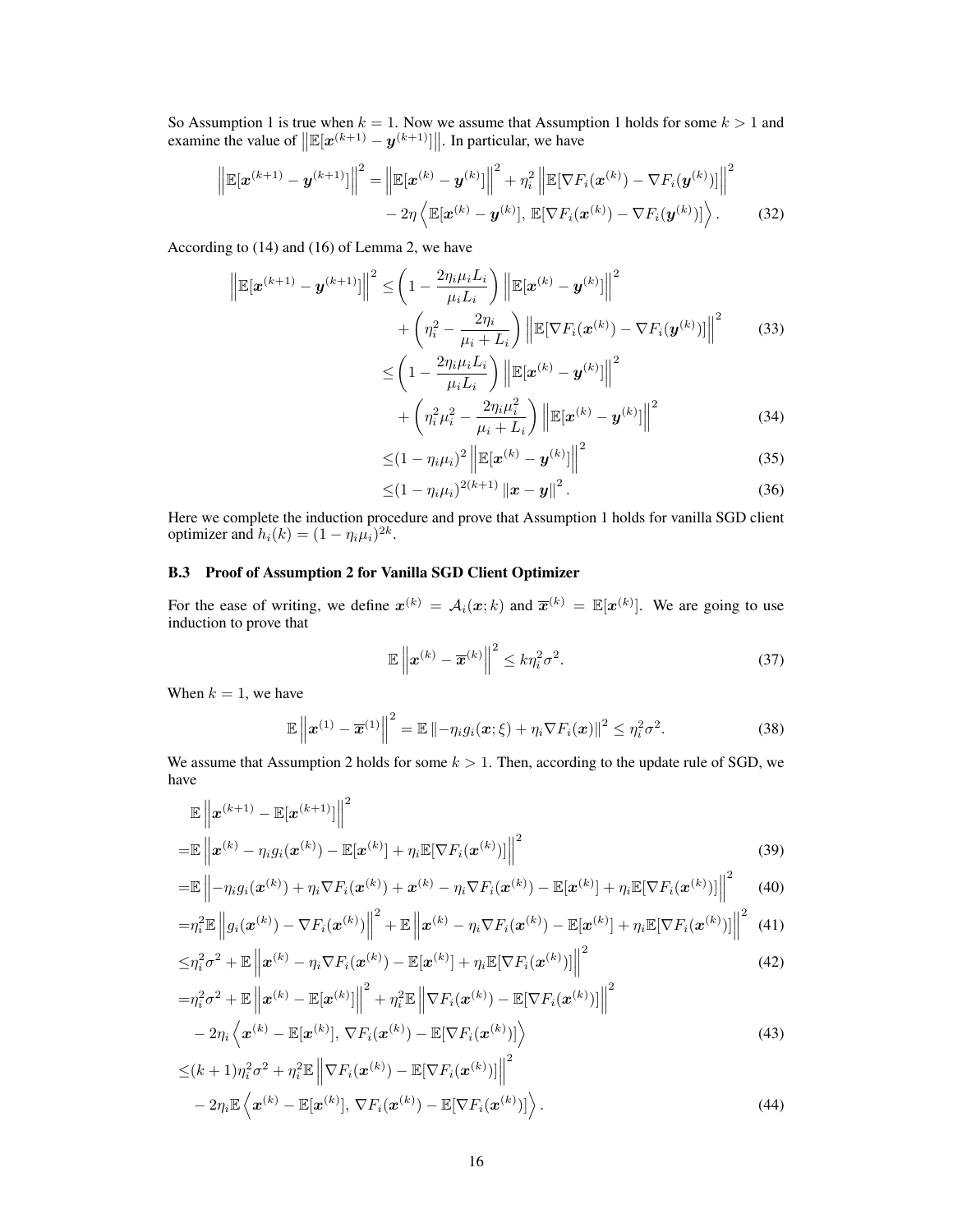So Assumption 1 is true when $k = 1$. Now we assume that Assumption 1 holds for some $k > 1$ and examine the value of $\left\|\mathbb{E}[\boldsymbol{x}^{(k+1)} - \boldsymbol{y}^{(k+1)}]\right\|$. In particular, we have

$$\left\|\mathbb{E}[\boldsymbol{x}^{(k+1)} - \boldsymbol{y}^{(k+1)}]\right\|^2 = \left\|\mathbb{E}[\boldsymbol{x}^{(k)} - \boldsymbol{y}^{(k)}]\right\|^2 + \eta_i^2 \left\|\mathbb{E}[\nabla F_i(\boldsymbol{x}^{(k)}) - \nabla F_i(\boldsymbol{y}^{(k)})]\right\|^2 - 2\eta \left\langle \mathbb{E}[\boldsymbol{x}^{(k)} - \boldsymbol{y}^{(k)}],\, \mathbb{E}[\nabla F_i(\boldsymbol{x}^{(k)}) - \nabla F_i(\boldsymbol{y}^{(k)})] \right\rangle. \tag{32}$$

According to (14) and (16) of Lemma 2, we have

$$\begin{aligned}
\left\|\mathbb{E}[\boldsymbol{x}^{(k+1)} - \boldsymbol{y}^{(k+1)}]\right\|^2 \leq & \left(1 - \frac{2\eta_i \mu_i L_i}{\mu_i L_i}\right) \left\|\mathbb{E}[\boldsymbol{x}^{(k)} - \boldsymbol{y}^{(k)}]\right\|^2 \\
& + \left(\eta_i^2 - \frac{2\eta_i}{\mu_i + L_i}\right) \left\|\mathbb{E}[\nabla F_i(\boldsymbol{x}^{(k)}) - \nabla F_i(\boldsymbol{y}^{(k)})]\right\|^2 && (33) \\
\leq & \left(1 - \frac{2\eta_i \mu_i L_i}{\mu_i L_i}\right) \left\|\mathbb{E}[\boldsymbol{x}^{(k)} - \boldsymbol{y}^{(k)}]\right\|^2 \\
& + \left(\eta_i^2 \mu_i^2 - \frac{2\eta_i \mu_i^2}{\mu_i + L_i}\right) \left\|\mathbb{E}[\boldsymbol{x}^{(k)} - \boldsymbol{y}^{(k)}]\right\|^2 && (34) \\
\leq & (1 - \eta_i \mu_i)^2 \left\|\mathbb{E}[\boldsymbol{x}^{(k)} - \boldsymbol{y}^{(k)}]\right\|^2 && (35) \\
\leq & (1 - \eta_i \mu_i)^{2(k+1)} \left\|\boldsymbol{x} - \boldsymbol{y}\right\|^2. && (36)
\end{aligned}$$

Here we complete the induction procedure and prove that Assumption 1 holds for vanilla SGD client optimizer and $h_i(k) = (1 - \eta_i \mu_i)^{2k}$.

### B.3 Proof of Assumption 2 for Vanilla SGD Client Optimizer

For the ease of writing, we define $\boldsymbol{x}^{(k)} = \mathcal{A}_i(\boldsymbol{x}; k)$ and $\overline{\boldsymbol{x}}^{(k)} = \mathbb{E}[\boldsymbol{x}^{(k)}]$. We are going to use induction to prove that

$$\mathbb{E}\left\|\boldsymbol{x}^{(k)} - \overline{\boldsymbol{x}}^{(k)}\right\|^2 \leq k\eta_i^2\sigma^2. \tag{37}$$

When $k = 1$, we have

$$\mathbb{E}\left\|\boldsymbol{x}^{(1)} - \overline{\boldsymbol{x}}^{(1)}\right\|^2 = \mathbb{E}\left\|-\eta_i g_i(\boldsymbol{x}; \xi) + \eta_i \nabla F_i(\boldsymbol{x})\right\|^2 \leq \eta_i^2 \sigma^2. \tag{38}$$

We assume that Assumption 2 holds for some $k > 1$. Then, according to the update rule of SGD, we have

$$\begin{aligned}
& \mathbb{E}\left\|\boldsymbol{x}^{(k+1)} - \mathbb{E}[\boldsymbol{x}^{(k+1)}]\right\|^2 \\
= & \mathbb{E}\left\|\boldsymbol{x}^{(k)} - \eta_i g_i(\boldsymbol{x}^{(k)}) - \mathbb{E}[\boldsymbol{x}^{(k)}] + \eta_i \mathbb{E}[\nabla F_i(\boldsymbol{x}^{(k)})]\right\|^2 && (39) \\
= & \mathbb{E}\left\|-\eta_i g_i(\boldsymbol{x}^{(k)}) + \eta_i \nabla F_i(\boldsymbol{x}^{(k)}) + \boldsymbol{x}^{(k)} - \eta_i \nabla F_i(\boldsymbol{x}^{(k)}) - \mathbb{E}[\boldsymbol{x}^{(k)}] + \eta_i \mathbb{E}[\nabla F_i(\boldsymbol{x}^{(k)})]\right\|^2 && (40) \\
= & \eta_i^2 \mathbb{E}\left\|g_i(\boldsymbol{x}^{(k)}) - \nabla F_i(\boldsymbol{x}^{(k)})\right\|^2 + \mathbb{E}\left\|\boldsymbol{x}^{(k)} - \eta_i \nabla F_i(\boldsymbol{x}^{(k)}) - \mathbb{E}[\boldsymbol{x}^{(k)}] + \eta_i \mathbb{E}[\nabla F_i(\boldsymbol{x}^{(k)})]\right\|^2 && (41) \\
\leq & \eta_i^2 \sigma^2 + \mathbb{E}\left\|\boldsymbol{x}^{(k)} - \eta_i \nabla F_i(\boldsymbol{x}^{(k)}) - \mathbb{E}[\boldsymbol{x}^{(k)}] + \eta_i \mathbb{E}[\nabla F_i(\boldsymbol{x}^{(k)})]\right\|^2 && (42) \\
= & \eta_i^2 \sigma^2 + \mathbb{E}\left\|\boldsymbol{x}^{(k)} - \mathbb{E}[\boldsymbol{x}^{(k)}]\right\|^2 + \eta_i^2 \mathbb{E}\left\|\nabla F_i(\boldsymbol{x}^{(k)}) - \mathbb{E}[\nabla F_i(\boldsymbol{x}^{(k)})]\right\|^2 \\
& - 2\eta_i \left\langle \boldsymbol{x}^{(k)} - \mathbb{E}[\boldsymbol{x}^{(k)}],\, \nabla F_i(\boldsymbol{x}^{(k)}) - \mathbb{E}[\nabla F_i(\boldsymbol{x}^{(k)})] \right\rangle && (43) \\
\leq & (k+1)\eta_i^2 \sigma^2 + \eta_i^2 \mathbb{E}\left\|\nabla F_i(\boldsymbol{x}^{(k)}) - \mathbb{E}[\nabla F_i(\boldsymbol{x}^{(k)})]\right\|^2 \\
& - 2\eta_i \mathbb{E}\left\langle \boldsymbol{x}^{(k)} - \mathbb{E}[\boldsymbol{x}^{(k)}],\, \nabla F_i(\boldsymbol{x}^{(k)}) - \mathbb{E}[\nabla F_i(\boldsymbol{x}^{(k)})] \right\rangle. && (44)
\end{aligned}$$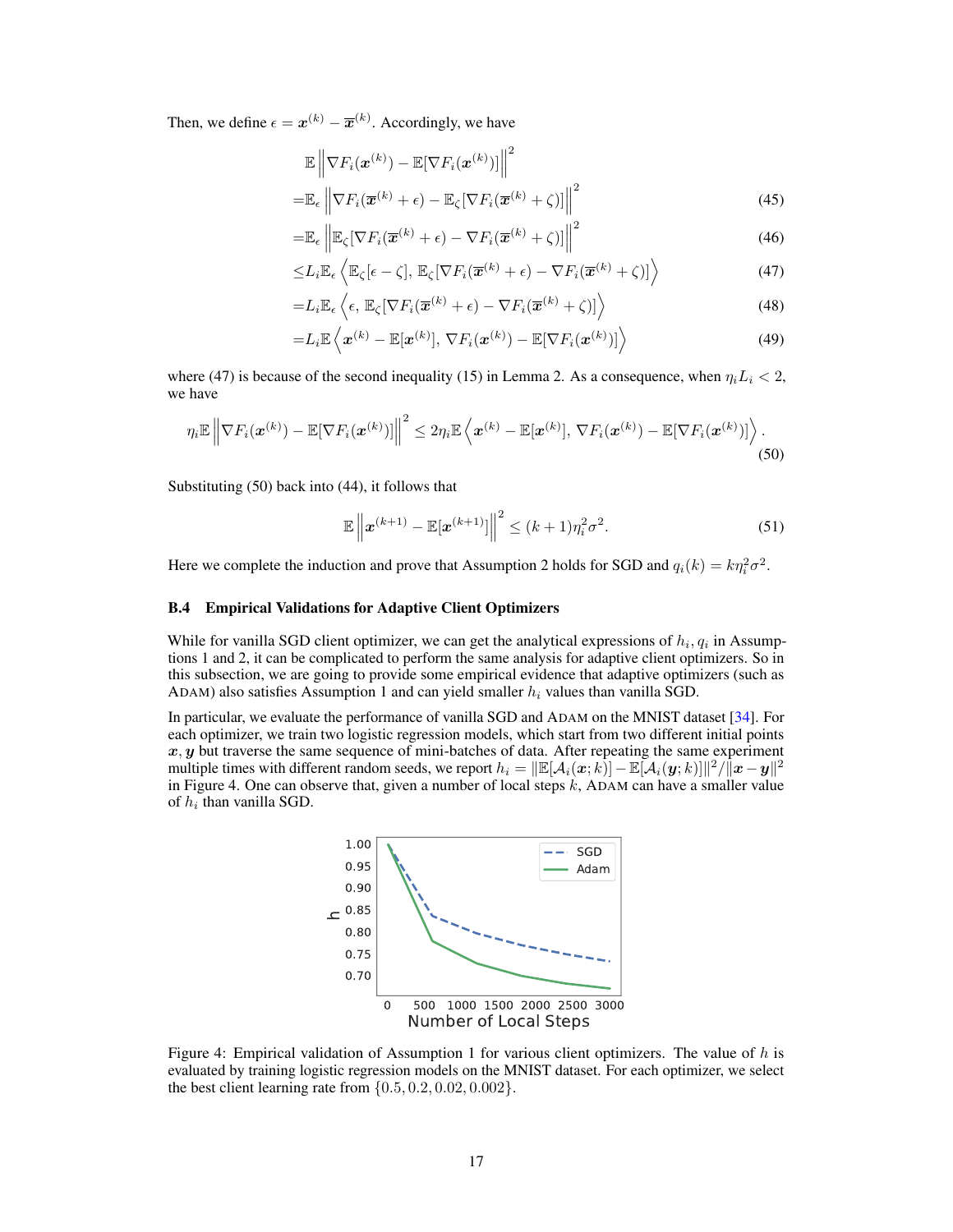Then, we define $\epsilon = \boldsymbol{x}^{(k)} - \overline{\boldsymbol{x}}^{(k)}$. Accordingly, we have

$$
\begin{aligned}
&\mathbb{E}\left\|\nabla F_i(\boldsymbol{x}^{(k)}) - \mathbb{E}[\nabla F_i(\boldsymbol{x}^{(k)})]\right\|^2 \\
=&\mathbb{E}_\epsilon\left\|\nabla F_i(\overline{\boldsymbol{x}}^{(k)}+\epsilon) - \mathbb{E}_\zeta[\nabla F_i(\overline{\boldsymbol{x}}^{(k)}+\zeta)]\right\|^2 && (45)\\
=&\mathbb{E}_\epsilon\left\|\mathbb{E}_\zeta[\nabla F_i(\overline{\boldsymbol{x}}^{(k)}+\epsilon) - \nabla F_i(\overline{\boldsymbol{x}}^{(k)}+\zeta)]\right\|^2 && (46)\\
\leq& L_i\mathbb{E}_\epsilon\left\langle \mathbb{E}_\zeta[\epsilon-\zeta],\, \mathbb{E}_\zeta[\nabla F_i(\overline{\boldsymbol{x}}^{(k)}+\epsilon) - \nabla F_i(\overline{\boldsymbol{x}}^{(k)}+\zeta)]\right\rangle && (47)\\
=& L_i\mathbb{E}_\epsilon\left\langle \epsilon,\, \mathbb{E}_\zeta[\nabla F_i(\overline{\boldsymbol{x}}^{(k)}+\epsilon) - \nabla F_i(\overline{\boldsymbol{x}}^{(k)}+\zeta)]\right\rangle && (48)\\
=& L_i\mathbb{E}\left\langle \boldsymbol{x}^{(k)} - \mathbb{E}[\boldsymbol{x}^{(k)}],\, \nabla F_i(\boldsymbol{x}^{(k)}) - \mathbb{E}[\nabla F_i(\boldsymbol{x}^{(k)})]\right\rangle && (49)
\end{aligned}
$$

where (47) is because of the second inequality (15) in Lemma 2. As a consequence, when $\eta_i L_i < 2$, we have

$$
\eta_i\mathbb{E}\left\|\nabla F_i(\boldsymbol{x}^{(k)}) - \mathbb{E}[\nabla F_i(\boldsymbol{x}^{(k)})]\right\|^2 \leq 2\eta_i\mathbb{E}\left\langle \boldsymbol{x}^{(k)} - \mathbb{E}[\boldsymbol{x}^{(k)}],\, \nabla F_i(\boldsymbol{x}^{(k)}) - \mathbb{E}[\nabla F_i(\boldsymbol{x}^{(k)})]\right\rangle. \tag{50}
$$

Substituting (50) back into (44), it follows that

$$
\mathbb{E}\left\|\boldsymbol{x}^{(k+1)} - \mathbb{E}[\boldsymbol{x}^{(k+1)}]\right\|^2 \leq (k+1)\eta_i^2\sigma^2. \tag{51}
$$

Here we complete the induction and prove that Assumption 2 holds for SGD and $q_i(k) = k\eta_i^2\sigma^2$.

### B.4 Empirical Validations for Adaptive Client Optimizers

While for vanilla SGD client optimizer, we can get the analytical expressions of $h_i, q_i$ in Assumptions 1 and 2, it can be complicated to perform the same analysis for adaptive client optimizers. So in this subsection, we are going to provide some empirical evidence that adaptive optimizers (such as ADAM) also satisfies Assumption 1 and can yield smaller $h_i$ values than vanilla SGD.

In particular, we evaluate the performance of vanilla SGD and ADAM on the MNIST dataset [34]. For each optimizer, we train two logistic regression models, which start from two different initial points $\boldsymbol{x}, \boldsymbol{y}$ but traverse the same sequence of mini-batches of data. After repeating the same experiment multiple times with different random seeds, we report $h_i = \|\mathbb{E}[\mathcal{A}_i(\boldsymbol{x}; k)] - \mathbb{E}[\mathcal{A}_i(\boldsymbol{y}; k)]\|^2 / \|\boldsymbol{x} - \boldsymbol{y}\|^2$ in Figure 4. One can observe that, given a number of local steps $k$, ADAM can have a smaller value of $h_i$ than vanilla SGD.

Figure 4: Empirical validation of Assumption 1 for various client optimizers. The value of $h$ is evaluated by training logistic regression models on the MNIST dataset. For each optimizer, we select the best client learning rate from $\{0.5, 0.2, 0.02, 0.002\}$.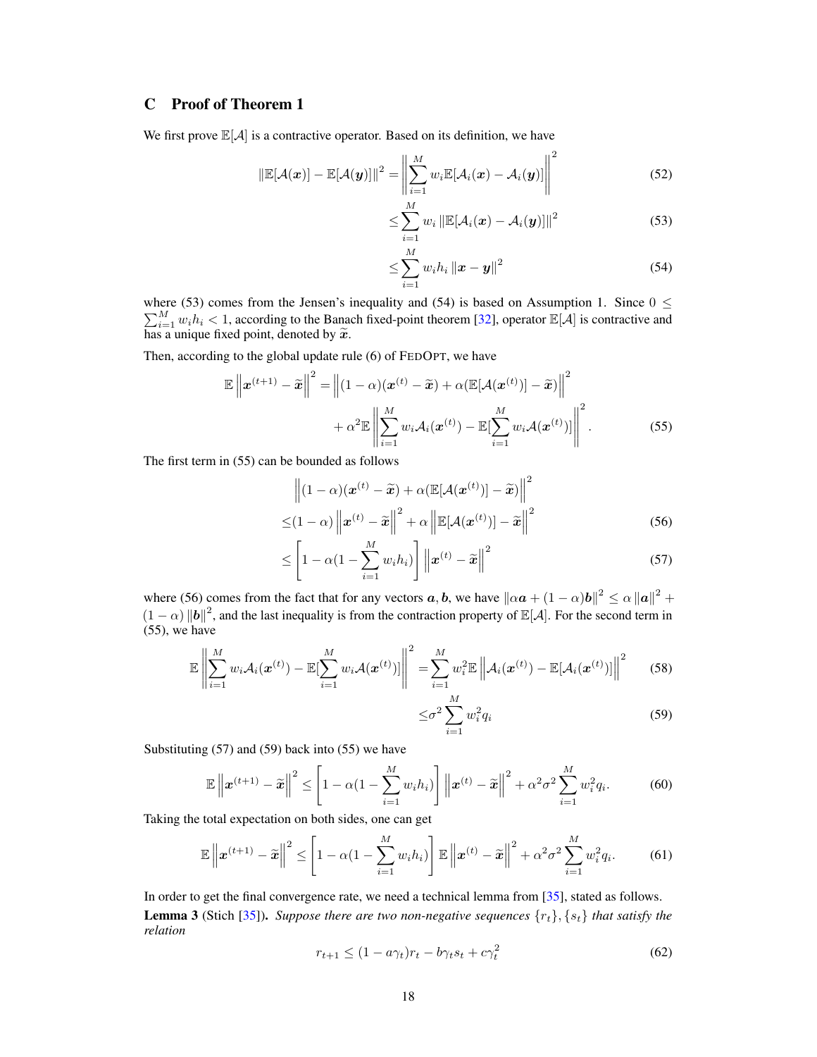## C Proof of Theorem 1

We first prove $\mathbb{E}[\mathcal{A}]$ is a contractive operator. Based on its definition, we have

$$\|\mathbb{E}[\mathcal{A}(\boldsymbol{x})] - \mathbb{E}[\mathcal{A}(\boldsymbol{y})]\|^2 = \left\|\sum_{i=1}^{M} w_i \mathbb{E}[\mathcal{A}_i(\boldsymbol{x}) - \mathcal{A}_i(\boldsymbol{y})]\right\|^2 \tag{52}$$

$$\leq \sum_{i=1}^{M} w_i \|\mathbb{E}[\mathcal{A}_i(\boldsymbol{x}) - \mathcal{A}_i(\boldsymbol{y})]\|^2 \tag{53}$$

$$\leq \sum_{i=1}^{M} w_i h_i \|\boldsymbol{x} - \boldsymbol{y}\|^2 \tag{54}$$

where (53) comes from the Jensen's inequality and (54) is based on Assumption 1. Since $0 \leq \sum_{i=1}^{M} w_i h_i < 1$, according to the Banach fixed-point theorem [32], operator $\mathbb{E}[\mathcal{A}]$ is contractive and has a unique fixed point, denoted by $\widetilde{\boldsymbol{x}}$.

Then, according to the global update rule (6) of FedOpt, we have

$$\mathbb{E}\left\|\boldsymbol{x}^{(t+1)} - \widetilde{\boldsymbol{x}}\right\|^2 = \left\|(1-\alpha)(\boldsymbol{x}^{(t)} - \widetilde{\boldsymbol{x}}) + \alpha(\mathbb{E}[\mathcal{A}(\boldsymbol{x}^{(t)})] - \widetilde{\boldsymbol{x}})\right\|^2 + \alpha^2 \mathbb{E}\left\|\sum_{i=1}^{M} w_i \mathcal{A}_i(\boldsymbol{x}^{(t)}) - \mathbb{E}[\sum_{i=1}^{M} w_i \mathcal{A}(\boldsymbol{x}^{(t)})]\right\|^2. \tag{55}$$

The first term in (55) can be bounded as follows

$$\begin{aligned}
&\left\|(1-\alpha)(\boldsymbol{x}^{(t)} - \widetilde{\boldsymbol{x}}) + \alpha(\mathbb{E}[\mathcal{A}(\boldsymbol{x}^{(t)})] - \widetilde{\boldsymbol{x}})\right\|^2 \\
\leq &(1-\alpha)\left\|\boldsymbol{x}^{(t)} - \widetilde{\boldsymbol{x}}\right\|^2 + \alpha\left\|\mathbb{E}[\mathcal{A}(\boldsymbol{x}^{(t)})] - \widetilde{\boldsymbol{x}}\right\|^2 && (56) \\
\leq &\left[1 - \alpha(1 - \sum_{i=1}^{M} w_i h_i)\right]\left\|\boldsymbol{x}^{(t)} - \widetilde{\boldsymbol{x}}\right\|^2 && (57)
\end{aligned}$$

where (56) comes from the fact that for any vectors $\boldsymbol{a}, \boldsymbol{b}$, we have $\|\alpha \boldsymbol{a} + (1-\alpha)\boldsymbol{b}\|^2 \leq \alpha \|\boldsymbol{a}\|^2 + (1-\alpha)\|\boldsymbol{b}\|^2$, and the last inequality is from the contraction property of $\mathbb{E}[\mathcal{A}]$. For the second term in (55), we have

$$\mathbb{E}\left\|\sum_{i=1}^{M} w_i \mathcal{A}_i(\boldsymbol{x}^{(t)}) - \mathbb{E}[\sum_{i=1}^{M} w_i \mathcal{A}(\boldsymbol{x}^{(t)})]\right\|^2 = \sum_{i=1}^{M} w_i^2 \mathbb{E}\left\|\mathcal{A}_i(\boldsymbol{x}^{(t)}) - \mathbb{E}[\mathcal{A}_i(\boldsymbol{x}^{(t)})]\right\|^2 \tag{58}$$

$$\leq \sigma^2 \sum_{i=1}^{M} w_i^2 q_i \tag{59}$$

Substituting (57) and (59) back into (55) we have

$$\mathbb{E}\left\|\boldsymbol{x}^{(t+1)} - \widetilde{\boldsymbol{x}}\right\|^2 \leq \left[1 - \alpha(1 - \sum_{i=1}^{M} w_i h_i)\right]\left\|\boldsymbol{x}^{(t)} - \widetilde{\boldsymbol{x}}\right\|^2 + \alpha^2 \sigma^2 \sum_{i=1}^{M} w_i^2 q_i. \tag{60}$$

Taking the total expectation on both sides, one can get

$$\mathbb{E}\left\|\boldsymbol{x}^{(t+1)} - \widetilde{\boldsymbol{x}}\right\|^2 \leq \left[1 - \alpha(1 - \sum_{i=1}^{M} w_i h_i)\right]\mathbb{E}\left\|\boldsymbol{x}^{(t)} - \widetilde{\boldsymbol{x}}\right\|^2 + \alpha^2 \sigma^2 \sum_{i=1}^{M} w_i^2 q_i. \tag{61}$$

In order to get the final convergence rate, we need a technical lemma from [35], stated as follows.

**Lemma 3** (Stich [35]). *Suppose there are two non-negative sequences $\{r_t\}, \{s_t\}$ that satisfy the relation*

$$r_{t+1} \leq (1 - a\gamma_t) r_t - b\gamma_t s_t + c\gamma_t^2 \tag{62}$$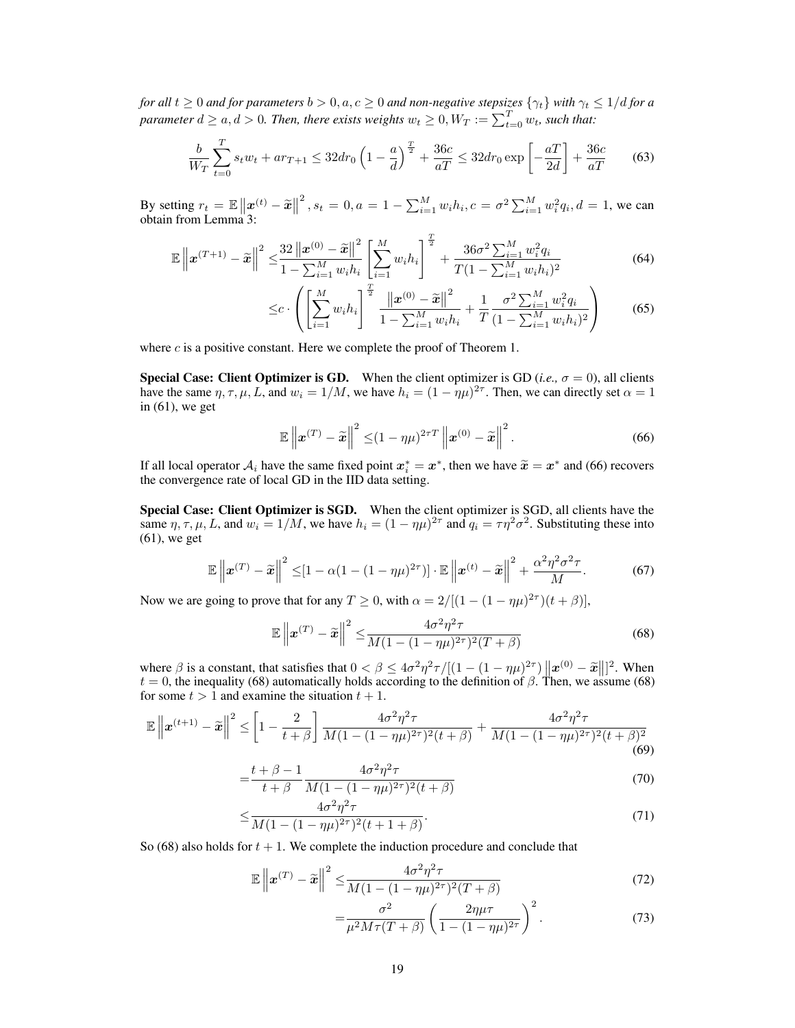*for all $t \geq 0$ and for parameters $b > 0, a, c \geq 0$ and non-negative stepsizes $\{\gamma_t\}$ with $\gamma_t \leq 1/d$ for a parameter $d \geq a, d > 0$. Then, there exists weights $w_t \geq 0, W_T := \sum_{t=0}^{T} w_t$, such that:*

$$\frac{b}{W_T}\sum_{t=0}^{T} s_t w_t + a r_{T+1} \leq 32 d r_0 \left(1 - \frac{a}{d}\right)^{\frac{T}{2}} + \frac{36c}{aT} \leq 32 d r_0 \exp\left[-\frac{aT}{2d}\right] + \frac{36c}{aT} \tag{63}$$

By setting $r_t = \mathbb{E}\left\|\boldsymbol{x}^{(t)} - \widetilde{\boldsymbol{x}}\right\|^2, s_t = 0, a = 1 - \sum_{i=1}^{M} w_i h_i, c = \sigma^2 \sum_{i=1}^{M} w_i^2 q_i, d = 1$, we can obtain from Lemma 3:

$$\mathbb{E}\left\|\boldsymbol{x}^{(T+1)} - \widetilde{\boldsymbol{x}}\right\|^2 \leq \frac{32\left\|\boldsymbol{x}^{(0)} - \widetilde{\boldsymbol{x}}\right\|^2}{1 - \sum_{i=1}^{M} w_i h_i}\left[\sum_{i=1}^{M} w_i h_i\right]^{\frac{T}{2}} + \frac{36\sigma^2 \sum_{i=1}^{M} w_i^2 q_i}{T(1 - \sum_{i=1}^{M} w_i h_i)^2} \tag{64}$$

$$\leq c \cdot \left(\left[\sum_{i=1}^{M} w_i h_i\right]^{\frac{T}{2}} \frac{\left\|\boldsymbol{x}^{(0)} - \widetilde{\boldsymbol{x}}\right\|^2}{1 - \sum_{i=1}^{M} w_i h_i} + \frac{1}{T}\frac{\sigma^2 \sum_{i=1}^{M} w_i^2 q_i}{(1 - \sum_{i=1}^{M} w_i h_i)^2}\right) \tag{65}$$

where $c$ is a positive constant. Here we complete the proof of Theorem 1.

**Special Case: Client Optimizer is GD.** When the client optimizer is GD (*i.e.,* $\sigma = 0$), all clients have the same $\eta, \tau, \mu, L$, and $w_i = 1/M$, we have $h_i = (1 - \eta\mu)^{2\tau}$. Then, we can directly set $\alpha = 1$ in (61), we get

$$\mathbb{E}\left\|\boldsymbol{x}^{(T)} - \widetilde{\boldsymbol{x}}\right\|^2 \leq (1 - \eta\mu)^{2\tau T}\left\|\boldsymbol{x}^{(0)} - \widetilde{\boldsymbol{x}}\right\|^2. \tag{66}$$

If all local operator $\mathcal{A}_i$ have the same fixed point $\boldsymbol{x}_i^* = \boldsymbol{x}^*$, then we have $\widetilde{\boldsymbol{x}} = \boldsymbol{x}^*$ and (66) recovers the convergence rate of local GD in the IID data setting.

**Special Case: Client Optimizer is SGD.** When the client optimizer is SGD, all clients have the same $\eta, \tau, \mu, L$, and $w_i = 1/M$, we have $h_i = (1 - \eta\mu)^{2\tau}$ and $q_i = \tau\eta^2\sigma^2$. Substituting these into (61), we get

$$\mathbb{E}\left\|\boldsymbol{x}^{(T)} - \widetilde{\boldsymbol{x}}\right\|^2 \leq [1 - \alpha(1 - (1 - \eta\mu)^{2\tau})] \cdot \mathbb{E}\left\|\boldsymbol{x}^{(t)} - \widetilde{\boldsymbol{x}}\right\|^2 + \frac{\alpha^2\eta^2\sigma^2\tau}{M}. \tag{67}$$

Now we are going to prove that for any $T \geq 0$, with $\alpha = 2/[(1 - (1 - \eta\mu)^{2\tau})(t + \beta)]$,

$$\mathbb{E}\left\|\boldsymbol{x}^{(T)} - \widetilde{\boldsymbol{x}}\right\|^2 \leq \frac{4\sigma^2\eta^2\tau}{M(1 - (1 - \eta\mu)^{2\tau})^2(T + \beta)} \tag{68}$$

where $\beta$ is a constant, that satisfies that $0 < \beta \leq 4\sigma^2\eta^2\tau/[(1 - (1 - \eta\mu)^{2\tau})\left\|\boldsymbol{x}^{(0)} - \widetilde{\boldsymbol{x}}\right\|]^2$. When $t = 0$, the inequality (68) automatically holds according to the definition of $\beta$. Then, we assume (68) for some $t > 1$ and examine the situation $t + 1$.

$$\mathbb{E}\left\|\boldsymbol{x}^{(t+1)} - \widetilde{\boldsymbol{x}}\right\|^2 \leq \left[1 - \frac{2}{t + \beta}\right]\frac{4\sigma^2\eta^2\tau}{M(1 - (1 - \eta\mu)^{2\tau})^2(t + \beta)} + \frac{4\sigma^2\eta^2\tau}{M(1 - (1 - \eta\mu)^{2\tau})^2(t + \beta)^2} \tag{69}$$

$$= \frac{t + \beta - 1}{t + \beta}\frac{4\sigma^2\eta^2\tau}{M(1 - (1 - \eta\mu)^{2\tau})^2(t + \beta)} \tag{70}$$

$$\leq \frac{4\sigma^2\eta^2\tau}{M(1 - (1 - \eta\mu)^{2\tau})^2(t + 1 + \beta)}. \tag{71}$$

So (68) also holds for $t + 1$. We complete the induction procedure and conclude that

$$\mathbb{E}\left\|\boldsymbol{x}^{(T)} - \widetilde{\boldsymbol{x}}\right\|^2 \leq \frac{4\sigma^2\eta^2\tau}{M(1 - (1 - \eta\mu)^{2\tau})^2(T + \beta)} \tag{72}$$

$$= \frac{\sigma^2}{\mu^2 M\tau(T + \beta)}\left(\frac{2\eta\mu\tau}{1 - (1 - \eta\mu)^{2\tau}}\right)^2. \tag{73}$$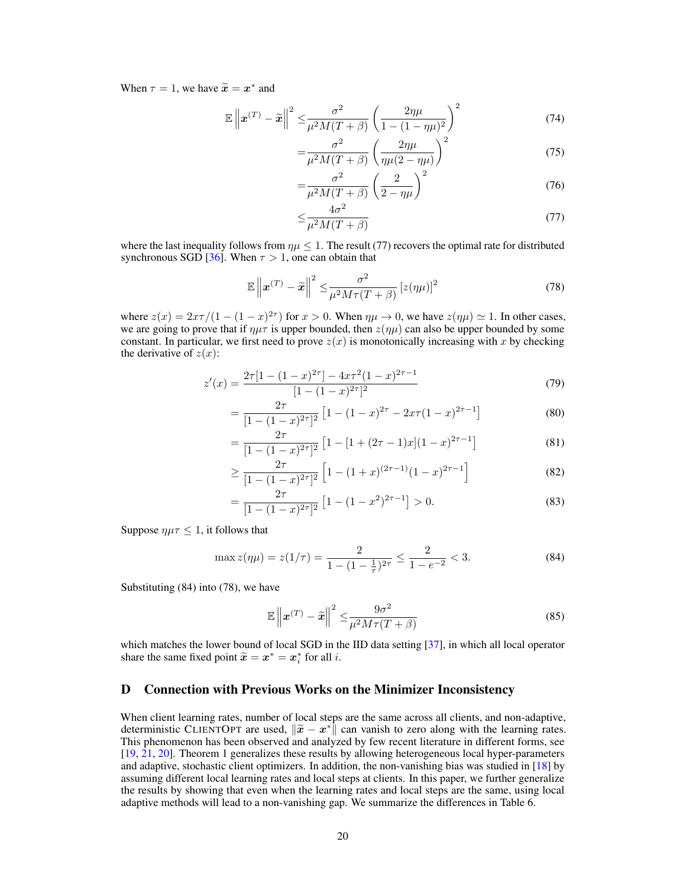When $\tau = 1$, we have $\widetilde{\boldsymbol{x}} = \boldsymbol{x}^*$ and

$$
\begin{aligned}
\mathbb{E}\left\|\boldsymbol{x}^{(T)} - \widetilde{\boldsymbol{x}}\right\|^2 \leq& \frac{\sigma^2}{\mu^2 M(T+\beta)}\left(\frac{2\eta\mu}{1-(1-\eta\mu)^2}\right)^2 && (74)\\
=& \frac{\sigma^2}{\mu^2 M(T+\beta)}\left(\frac{2\eta\mu}{\eta\mu(2-\eta\mu)}\right)^2 && (75)\\
=& \frac{\sigma^2}{\mu^2 M(T+\beta)}\left(\frac{2}{2-\eta\mu}\right)^2 && (76)\\
\leq& \frac{4\sigma^2}{\mu^2 M(T+\beta)} && (77)
\end{aligned}
$$

where the last inequality follows from $\eta\mu \leq 1$. The result (77) recovers the optimal rate for distributed synchronous SGD [36]. When $\tau > 1$, one can obtain that

$$
\mathbb{E}\left\|\boldsymbol{x}^{(T)} - \widetilde{\boldsymbol{x}}\right\|^2 \leq \frac{\sigma^2}{\mu^2 M\tau(T+\beta)}\left[z(\eta\mu)\right]^2 \tag{78}
$$

where $z(x) = 2x\tau/(1-(1-x)^{2\tau})$ for $x > 0$. When $\eta\mu \to 0$, we have $z(\eta\mu) \simeq 1$. In other cases, we are going to prove that if $\eta\mu\tau$ is upper bounded, then $z(\eta\mu)$ can also be upper bounded by some constant. In particular, we first need to prove $z(x)$ is monotonically increasing with $x$ by checking the derivative of $z(x)$:

$$
\begin{aligned}
z'(x) =& \frac{2\tau[1-(1-x)^{2\tau}] - 4x\tau^2(1-x)^{2\tau-1}}{[1-(1-x)^{2\tau}]^2} && (79)\\
=& \frac{2\tau}{[1-(1-x)^{2\tau}]^2}\left[1-(1-x)^{2\tau} - 2x\tau(1-x)^{2\tau-1}\right] && (80)\\
=& \frac{2\tau}{[1-(1-x)^{2\tau}]^2}\left[1-[1+(2\tau-1)x](1-x)^{2\tau-1}\right] && (81)\\
\geq& \frac{2\tau}{[1-(1-x)^{2\tau}]^2}\left[1-(1+x)^{(2\tau-1)}(1-x)^{2\tau-1}\right] && (82)\\
=& \frac{2\tau}{[1-(1-x)^{2\tau}]^2}\left[1-(1-x^2)^{2\tau-1}\right] > 0. && (83)
\end{aligned}
$$

Suppose $\eta\mu\tau \leq 1$, it follows that

$$
\max z(\eta\mu) = z(1/\tau) = \frac{2}{1-(1-\frac{1}{\tau})^{2\tau}} \leq \frac{2}{1-e^{-2}} < 3. \tag{84}
$$

Substituting (84) into (78), we have

$$
\mathbb{E}\left\|\boldsymbol{x}^{(T)} - \widetilde{\boldsymbol{x}}\right\|^2 \leq \frac{9\sigma^2}{\mu^2 M\tau(T+\beta)} \tag{85}
$$

which matches the lower bound of local SGD in the IID data setting [37], in which all local operator share the same fixed point $\widetilde{\boldsymbol{x}} = \boldsymbol{x}^* = \boldsymbol{x}_i^*$ for all $i$.

## D Connection with Previous Works on the Minimizer Inconsistency

When client learning rates, number of local steps are the same across all clients, and non-adaptive, deterministic ClientOpt are used, $\|\widetilde{\boldsymbol{x}} - \boldsymbol{x}^*\|$ can vanish to zero along with the learning rates. This phenomenon has been observed and analyzed by few recent literature in different forms, see [19, 21, 20]. Theorem 1 generalizes these results by allowing heterogeneous local hyper-parameters and adaptive, stochastic client optimizers. In addition, the non-vanishing bias was studied in [18] by assuming different local learning rates and local steps at clients. In this paper, we further generalize the results by showing that even when the learning rates and local steps are the same, using local adaptive methods will lead to a non-vanishing gap. We summarize the differences in Table 6.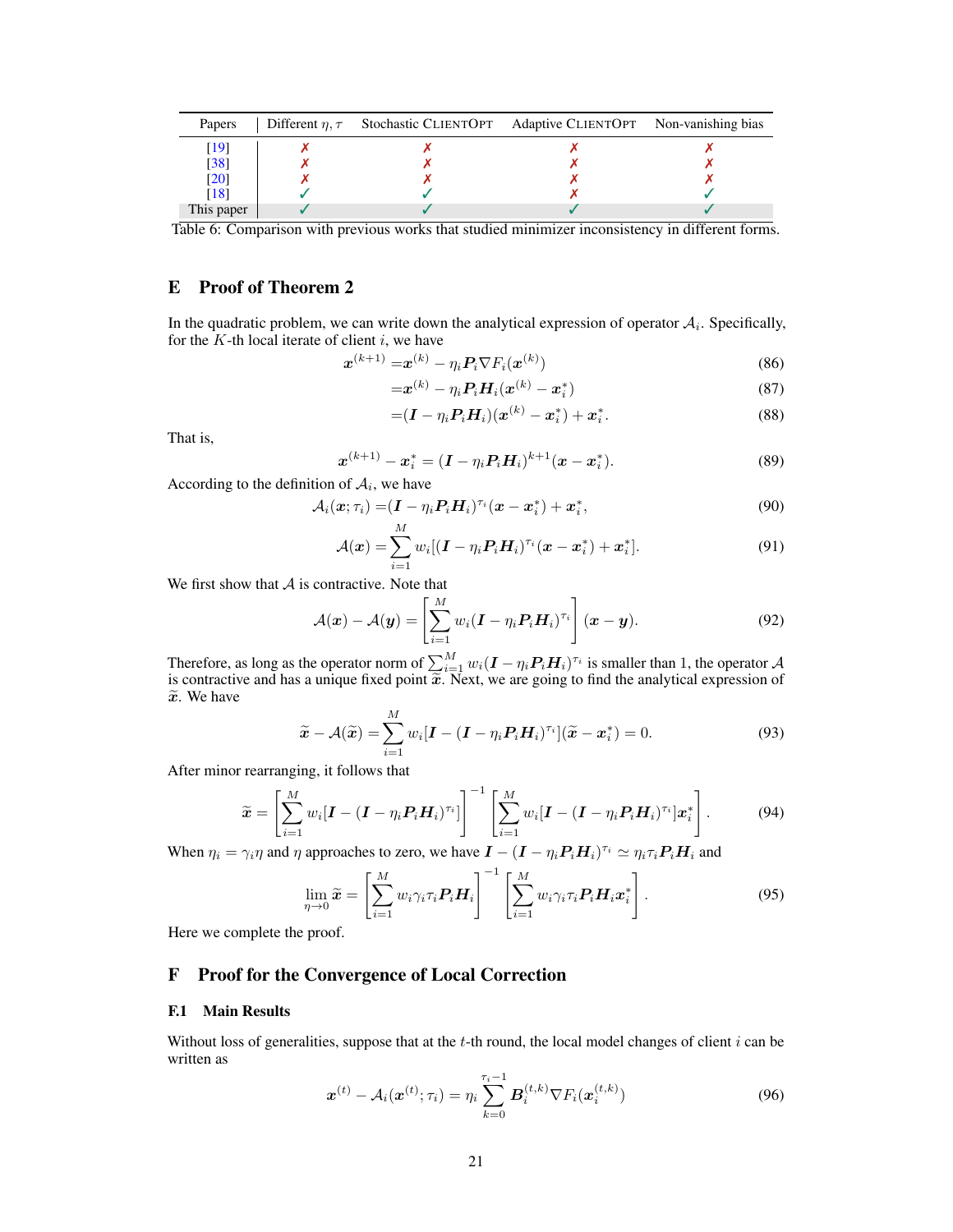| Papers | Different $\eta, \tau$ | Stochastic ClientOpt | Adaptive ClientOpt | Non-vanishing bias |
|---|---|---|---|---|
| [19] | ✗ | ✗ | ✗ | ✗ |
| [38] | ✗ | ✗ | ✗ | ✗ |
| [20] | ✗ | ✗ | ✗ | ✗ |
| [18] | ✓ | ✓ | ✗ | ✓ |
| This paper | ✓ | ✓ | ✓ | ✓ |

Table 6: Comparison with previous works that studied minimizer inconsistency in different forms.

# E Proof of Theorem 2

In the quadratic problem, we can write down the analytical expression of operator $\mathcal{A}_i$. Specifically, for the $K$-th local iterate of client $i$, we have

$$\boldsymbol{x}^{(k+1)} = \boldsymbol{x}^{(k)} - \eta_i \boldsymbol{P}_i \nabla F_i(\boldsymbol{x}^{(k)}) \tag{86}$$

$$= \boldsymbol{x}^{(k)} - \eta_i \boldsymbol{P}_i \boldsymbol{H}_i(\boldsymbol{x}^{(k)} - \boldsymbol{x}_i^*) \tag{87}$$

$$= (\boldsymbol{I} - \eta_i \boldsymbol{P}_i \boldsymbol{H}_i)(\boldsymbol{x}^{(k)} - \boldsymbol{x}_i^*) + \boldsymbol{x}_i^*. \tag{88}$$

That is,

$$\boldsymbol{x}^{(k+1)} - \boldsymbol{x}_i^* = (\boldsymbol{I} - \eta_i \boldsymbol{P}_i \boldsymbol{H}_i)^{k+1}(\boldsymbol{x} - \boldsymbol{x}_i^*). \tag{89}$$

According to the definition of $\mathcal{A}_i$, we have

$$\mathcal{A}_i(\boldsymbol{x}; \tau_i) = (\boldsymbol{I} - \eta_i \boldsymbol{P}_i \boldsymbol{H}_i)^{\tau_i}(\boldsymbol{x} - \boldsymbol{x}_i^*) + \boldsymbol{x}_i^*, \tag{90}$$

$$\mathcal{A}(\boldsymbol{x}) = \sum_{i=1}^{M} w_i[(\boldsymbol{I} - \eta_i \boldsymbol{P}_i \boldsymbol{H}_i)^{\tau_i}(\boldsymbol{x} - \boldsymbol{x}_i^*) + \boldsymbol{x}_i^*]. \tag{91}$$

We first show that $\mathcal{A}$ is contractive. Note that

$$\mathcal{A}(\boldsymbol{x}) - \mathcal{A}(\boldsymbol{y}) = \left[\sum_{i=1}^{M} w_i(\boldsymbol{I} - \eta_i \boldsymbol{P}_i \boldsymbol{H}_i)^{\tau_i}\right](\boldsymbol{x} - \boldsymbol{y}). \tag{92}$$

Therefore, as long as the operator norm of $\sum_{i=1}^{M} w_i(\boldsymbol{I} - \eta_i \boldsymbol{P}_i \boldsymbol{H}_i)^{\tau_i}$ is smaller than 1, the operator $\mathcal{A}$ is contractive and has a unique fixed point $\widetilde{\boldsymbol{x}}$. Next, we are going to find the analytical expression of $\widetilde{\boldsymbol{x}}$. We have

$$\widetilde{\boldsymbol{x}} - \mathcal{A}(\widetilde{\boldsymbol{x}}) = \sum_{i=1}^{M} w_i[\boldsymbol{I} - (\boldsymbol{I} - \eta_i \boldsymbol{P}_i \boldsymbol{H}_i)^{\tau_i}](\widetilde{\boldsymbol{x}} - \boldsymbol{x}_i^*) = 0. \tag{93}$$

After minor rearranging, it follows that

$$\widetilde{\boldsymbol{x}} = \left[\sum_{i=1}^{M} w_i[\boldsymbol{I} - (\boldsymbol{I} - \eta_i \boldsymbol{P}_i \boldsymbol{H}_i)^{\tau_i}]\right]^{-1}\left[\sum_{i=1}^{M} w_i[\boldsymbol{I} - (\boldsymbol{I} - \eta_i \boldsymbol{P}_i \boldsymbol{H}_i)^{\tau_i}]\boldsymbol{x}_i^*\right]. \tag{94}$$

When $\eta_i = \gamma_i \eta$ and $\eta$ approaches to zero, we have $\boldsymbol{I} - (\boldsymbol{I} - \eta_i \boldsymbol{P}_i \boldsymbol{H}_i)^{\tau_i} \simeq \eta_i \tau_i \boldsymbol{P}_i \boldsymbol{H}_i$ and

$$\lim_{\eta \to 0} \widetilde{\boldsymbol{x}} = \left[\sum_{i=1}^{M} w_i \gamma_i \tau_i \boldsymbol{P}_i \boldsymbol{H}_i\right]^{-1}\left[\sum_{i=1}^{M} w_i \gamma_i \tau_i \boldsymbol{P}_i \boldsymbol{H}_i \boldsymbol{x}_i^*\right]. \tag{95}$$

Here we complete the proof.

# F Proof for the Convergence of Local Correction

## F.1 Main Results

Without loss of generalities, suppose that at the $t$-th round, the local model changes of client $i$ can be written as

$$\boldsymbol{x}^{(t)} - \mathcal{A}_i(\boldsymbol{x}^{(t)}; \tau_i) = \eta_i \sum_{k=0}^{\tau_i - 1} \boldsymbol{B}_i^{(t,k)} \nabla F_i(\boldsymbol{x}_i^{(t,k)}) \tag{96}$$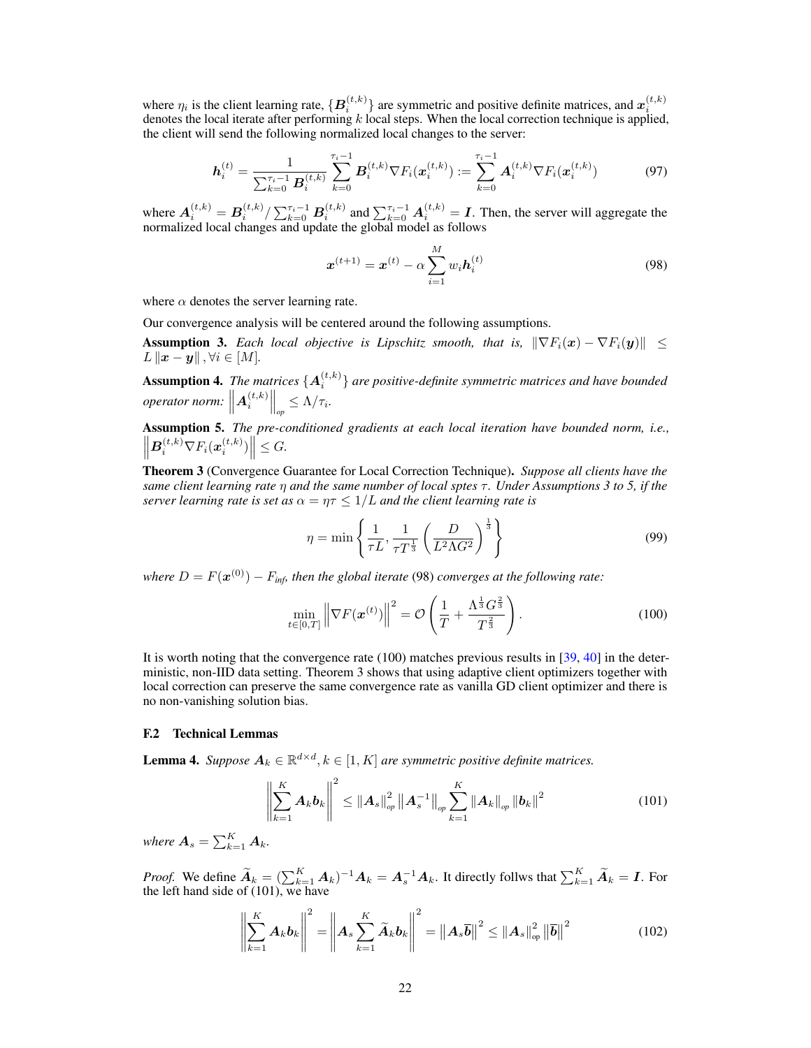where $\eta_i$ is the client learning rate, $\{\boldsymbol{B}_i^{(t,k)}\}$ are symmetric and positive definite matrices, and $\boldsymbol{x}_i^{(t,k)}$ denotes the local iterate after performing $k$ local steps. When the local correction technique is applied, the client will send the following normalized local changes to the server:

$$\boldsymbol{h}_i^{(t)} = \frac{1}{\sum_{k=0}^{\tau_i-1} \boldsymbol{B}_i^{(t,k)}} \sum_{k=0}^{\tau_i-1} \boldsymbol{B}_i^{(t,k)} \nabla F_i(\boldsymbol{x}_i^{(t,k)}) := \sum_{k=0}^{\tau_i-1} \boldsymbol{A}_i^{(t,k)} \nabla F_i(\boldsymbol{x}_i^{(t,k)}) \tag{97}$$

where $\boldsymbol{A}_i^{(t,k)} = \boldsymbol{B}_i^{(t,k)} / \sum_{k=0}^{\tau_i-1} \boldsymbol{B}_i^{(t,k)}$ and $\sum_{k=0}^{\tau_i-1} \boldsymbol{A}_i^{(t,k)} = \boldsymbol{I}$. Then, the server will aggregate the normalized local changes and update the global model as follows

$$\boldsymbol{x}^{(t+1)} = \boldsymbol{x}^{(t)} - \alpha \sum_{i=1}^{M} w_i \boldsymbol{h}_i^{(t)} \tag{98}$$

where $\alpha$ denotes the server learning rate.

Our convergence analysis will be centered around the following assumptions.

**Assumption 3.** *Each local objective is Lipschitz smooth, that is,* $\|\nabla F_i(\boldsymbol{x}) - \nabla F_i(\boldsymbol{y})\| \leq L \|\boldsymbol{x} - \boldsymbol{y}\|, \forall i \in [M]$.

**Assumption 4.** *The matrices* $\{\boldsymbol{A}_i^{(t,k)}\}$ *are positive-definite symmetric matrices and have bounded operator norm:* $\left\|\boldsymbol{A}_i^{(t,k)}\right\|_{op} \leq \Lambda/\tau_i$.

**Assumption 5.** *The pre-conditioned gradients at each local iteration have bounded norm, i.e.,* $\left\|\boldsymbol{B}_i^{(t,k)} \nabla F_i(\boldsymbol{x}_i^{(t,k)})\right\| \leq G$.

**Theorem 3** (Convergence Guarantee for Local Correction Technique)**.** *Suppose all clients have the same client learning rate $\eta$ and the same number of local sptes $\tau$. Under Assumptions 3 to 5, if the server learning rate is set as $\alpha = \eta\tau \leq 1/L$ and the client learning rate is*

$$\eta = \min\left\{\frac{1}{\tau L}, \frac{1}{\tau T^{\frac{1}{3}}}\left(\frac{D}{L^2 \Lambda G^2}\right)^{\frac{1}{3}}\right\} \tag{99}$$

*where $D = F(\boldsymbol{x}^{(0)}) - F_{inf}$, then the global iterate (98) converges at the following rate:*

$$\min_{t \in [0,T]} \left\|\nabla F(\boldsymbol{x}^{(t)})\right\|^2 = \mathcal{O}\left(\frac{1}{T} + \frac{\Lambda^{\frac{1}{3}} G^{\frac{2}{3}}}{T^{\frac{2}{3}}}\right). \tag{100}$$

It is worth noting that the convergence rate (100) matches previous results in [39, 40] in the deterministic, non-IID data setting. Theorem 3 shows that using adaptive client optimizers together with local correction can preserve the same convergence rate as vanilla GD client optimizer and there is no non-vanishing solution bias.

### F.2 Technical Lemmas

**Lemma 4.** *Suppose $\boldsymbol{A}_k \in \mathbb{R}^{d \times d}, k \in [1, K]$ are symmetric positive definite matrices.*

$$\left\|\sum_{k=1}^{K} \boldsymbol{A}_k \boldsymbol{b}_k\right\|^2 \leq \|\boldsymbol{A}_s\|_{op}^2 \left\|\boldsymbol{A}_s^{-1}\right\|_{op} \sum_{k=1}^{K} \|\boldsymbol{A}_k\|_{op} \|\boldsymbol{b}_k\|^2 \tag{101}$$

*where $\boldsymbol{A}_s = \sum_{k=1}^{K} \boldsymbol{A}_k$.*

*Proof.* We define $\widetilde{\boldsymbol{A}}_k = (\sum_{k=1}^{K} \boldsymbol{A}_k)^{-1} \boldsymbol{A}_k = \boldsymbol{A}_s^{-1} \boldsymbol{A}_k$. It directly follws that $\sum_{k=1}^{K} \widetilde{\boldsymbol{A}}_k = \boldsymbol{I}$. For the left hand side of (101), we have

$$\left\|\sum_{k=1}^{K} \boldsymbol{A}_k \boldsymbol{b}_k\right\|^2 = \left\|\boldsymbol{A}_s \sum_{k=1}^{K} \widetilde{\boldsymbol{A}}_k \boldsymbol{b}_k\right\|^2 = \left\|\boldsymbol{A}_s \overline{\boldsymbol{b}}\right\|^2 \leq \|\boldsymbol{A}_s\|_{\text{op}}^2 \left\|\overline{\boldsymbol{b}}\right\|^2 \tag{102}$$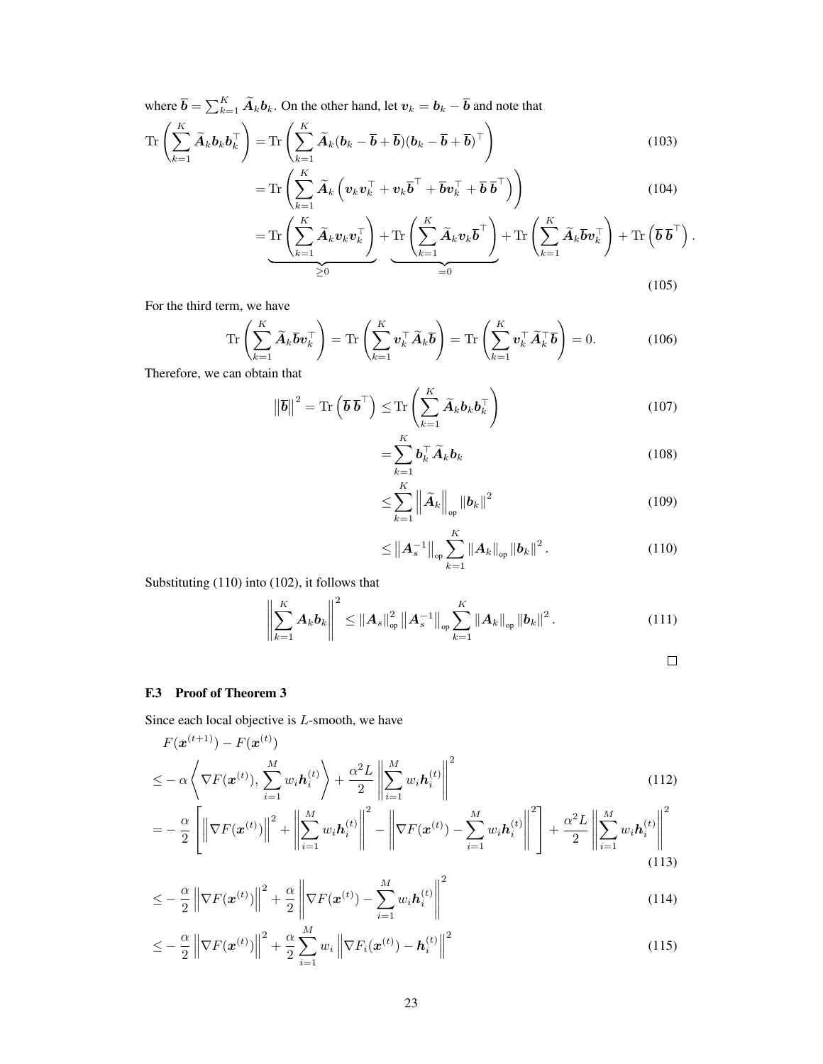where $\overline{\boldsymbol{b}} = \sum_{k=1}^{K} \widetilde{\boldsymbol{A}}_k \boldsymbol{b}_k$. On the other hand, let $\boldsymbol{v}_k = \boldsymbol{b}_k - \overline{\boldsymbol{b}}$ and note that

$$
\begin{aligned}
\operatorname{Tr}\left(\sum_{k=1}^{K} \widetilde{\boldsymbol{A}}_k \boldsymbol{b}_k \boldsymbol{b}_k^\top\right) &= \operatorname{Tr}\left(\sum_{k=1}^{K} \widetilde{\boldsymbol{A}}_k (\boldsymbol{b}_k - \overline{\boldsymbol{b}} + \overline{\boldsymbol{b}})(\boldsymbol{b}_k - \overline{\boldsymbol{b}} + \overline{\boldsymbol{b}})^\top\right) && (103)\\
&= \operatorname{Tr}\left(\sum_{k=1}^{K} \widetilde{\boldsymbol{A}}_k \left(\boldsymbol{v}_k \boldsymbol{v}_k^\top + \boldsymbol{v}_k \overline{\boldsymbol{b}}^\top + \overline{\boldsymbol{b}} \boldsymbol{v}_k^\top + \overline{\boldsymbol{b}}\, \overline{\boldsymbol{b}}^\top\right)\right) && (104)\\
&= \underbrace{\operatorname{Tr}\left(\sum_{k=1}^{K} \widetilde{\boldsymbol{A}}_k \boldsymbol{v}_k \boldsymbol{v}_k^\top\right)}_{\geq 0} + \underbrace{\operatorname{Tr}\left(\sum_{k=1}^{K} \widetilde{\boldsymbol{A}}_k \boldsymbol{v}_k \overline{\boldsymbol{b}}^\top\right)}_{=0} + \operatorname{Tr}\left(\sum_{k=1}^{K} \widetilde{\boldsymbol{A}}_k \overline{\boldsymbol{b}} \boldsymbol{v}_k^\top\right) + \operatorname{Tr}\left(\overline{\boldsymbol{b}}\, \overline{\boldsymbol{b}}^\top\right). && (105)
\end{aligned}
$$

For the third term, we have

$$
\operatorname{Tr}\left(\sum_{k=1}^{K} \widetilde{\boldsymbol{A}}_k \overline{\boldsymbol{b}} \boldsymbol{v}_k^\top\right) = \operatorname{Tr}\left(\sum_{k=1}^{K} \boldsymbol{v}_k^\top \widetilde{\boldsymbol{A}}_k \overline{\boldsymbol{b}}\right) = \operatorname{Tr}\left(\sum_{k=1}^{K} \boldsymbol{v}_k^\top \widetilde{\boldsymbol{A}}_k^\top \overline{\boldsymbol{b}}\right) = 0. \tag{106}
$$

Therefore, we can obtain that

$$
\begin{aligned}
\left\|\overline{\boldsymbol{b}}\right\|^2 = \operatorname{Tr}\left(\overline{\boldsymbol{b}}\, \overline{\boldsymbol{b}}^\top\right) &\leq \operatorname{Tr}\left(\sum_{k=1}^{K} \widetilde{\boldsymbol{A}}_k \boldsymbol{b}_k \boldsymbol{b}_k^\top\right) && (107)\\
&= \sum_{k=1}^{K} \boldsymbol{b}_k^\top \widetilde{\boldsymbol{A}}_k \boldsymbol{b}_k && (108)\\
&\leq \sum_{k=1}^{K} \left\|\widetilde{\boldsymbol{A}}_k\right\|_{\text{op}} \left\|\boldsymbol{b}_k\right\|^2 && (109)\\
&\leq \left\|\boldsymbol{A}_s^{-1}\right\|_{\text{op}} \sum_{k=1}^{K} \left\|\boldsymbol{A}_k\right\|_{\text{op}} \left\|\boldsymbol{b}_k\right\|^2. && (110)
\end{aligned}
$$

Substituting (110) into (102), it follows that

$$
\left\|\sum_{k=1}^{K} \boldsymbol{A}_k \boldsymbol{b}_k\right\|^2 \leq \left\|\boldsymbol{A}_s\right\|_{\text{op}}^2 \left\|\boldsymbol{A}_s^{-1}\right\|_{\text{op}} \sum_{k=1}^{K} \left\|\boldsymbol{A}_k\right\|_{\text{op}} \left\|\boldsymbol{b}_k\right\|^2. \tag{111}
$$

□

### F.3 Proof of Theorem 3

Since each local objective is $L$-smooth, we have

$$
\begin{aligned}
&F(\boldsymbol{x}^{(t+1)}) - F(\boldsymbol{x}^{(t)})\\
\leq& -\alpha \left\langle \nabla F(\boldsymbol{x}^{(t)}), \sum_{i=1}^{M} w_i \boldsymbol{h}_i^{(t)} \right\rangle + \frac{\alpha^2 L}{2} \left\|\sum_{i=1}^{M} w_i \boldsymbol{h}_i^{(t)}\right\|^2 && (112)\\
=& -\frac{\alpha}{2}\left[\left\|\nabla F(\boldsymbol{x}^{(t)})\right\|^2 + \left\|\sum_{i=1}^{M} w_i \boldsymbol{h}_i^{(t)}\right\|^2 - \left\|\nabla F(\boldsymbol{x}^{(t)}) - \sum_{i=1}^{M} w_i \boldsymbol{h}_i^{(t)}\right\|^2\right] + \frac{\alpha^2 L}{2} \left\|\sum_{i=1}^{M} w_i \boldsymbol{h}_i^{(t)}\right\|^2 && (113)\\
\leq& -\frac{\alpha}{2} \left\|\nabla F(\boldsymbol{x}^{(t)})\right\|^2 + \frac{\alpha}{2} \left\|\nabla F(\boldsymbol{x}^{(t)}) - \sum_{i=1}^{M} w_i \boldsymbol{h}_i^{(t)}\right\|^2 && (114)\\
\leq& -\frac{\alpha}{2} \left\|\nabla F(\boldsymbol{x}^{(t)})\right\|^2 + \frac{\alpha}{2} \sum_{i=1}^{M} w_i \left\|\nabla F_i(\boldsymbol{x}^{(t)}) - \boldsymbol{h}_i^{(t)}\right\|^2 && (115)
\end{aligned}
$$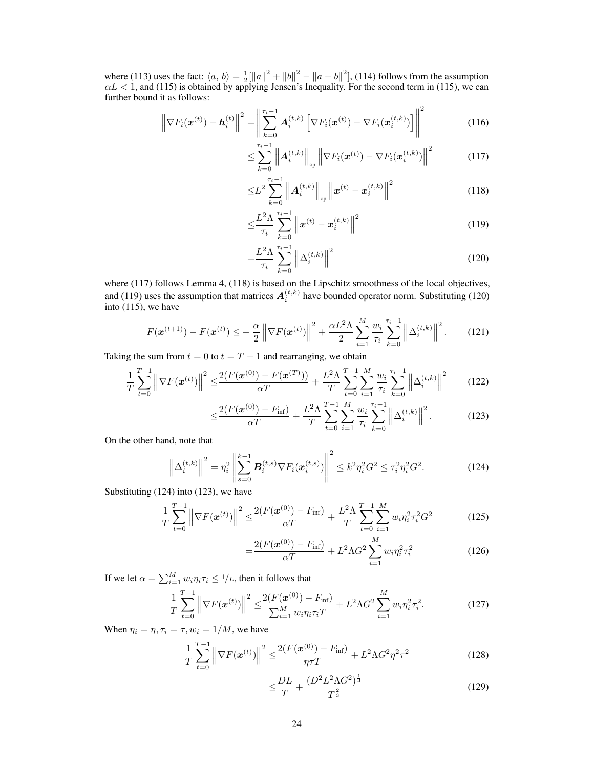where (113) uses the fact: $\langle a, b \rangle = \frac{1}{2}[\|a\|^2 + \|b\|^2 - \|a-b\|^2]$, (114) follows from the assumption $\alpha L < 1$, and (115) is obtained by applying Jensen's Inequality. For the second term in (115), we can further bound it as follows:

$$
\begin{aligned}
\left\|\nabla F_i(\boldsymbol{x}^{(t)}) - \boldsymbol{h}_i^{(t)}\right\|^2 =& \left\|\sum_{k=0}^{\tau_i-1} \boldsymbol{A}_i^{(t,k)} \left[\nabla F_i(\boldsymbol{x}^{(t)}) - \nabla F_i(\boldsymbol{x}_i^{(t,k)})\right]\right\|^2 && (116)\\
\leq& \sum_{k=0}^{\tau_i-1} \left\|\boldsymbol{A}_i^{(t,k)}\right\|_{\text{op}} \left\|\nabla F_i(\boldsymbol{x}^{(t)}) - \nabla F_i(\boldsymbol{x}_i^{(t,k)})\right\|^2 && (117)\\
\leq& L^2 \sum_{k=0}^{\tau_i-1} \left\|\boldsymbol{A}_i^{(t,k)}\right\|_{\text{op}} \left\|\boldsymbol{x}^{(t)} - \boldsymbol{x}_i^{(t,k)}\right\|^2 && (118)\\
\leq& \frac{L^2\Lambda}{\tau_i} \sum_{k=0}^{\tau_i-1} \left\|\boldsymbol{x}^{(t)} - \boldsymbol{x}_i^{(t,k)}\right\|^2 && (119)\\
=& \frac{L^2\Lambda}{\tau_i} \sum_{k=0}^{\tau_i-1} \left\|\Delta_i^{(t,k)}\right\|^2 && (120)
\end{aligned}
$$

where (117) follows Lemma 4, (118) is based on the Lipschitz smoothness of the local objectives, and (119) uses the assumption that matrices $\boldsymbol{A}_i^{(t,k)}$ have bounded operator norm. Substituting (120) into (115), we have

$$
F(\boldsymbol{x}^{(t+1)}) - F(\boldsymbol{x}^{(t)}) \leq -\frac{\alpha}{2}\left\|\nabla F(\boldsymbol{x}^{(t)})\right\|^2 + \frac{\alpha L^2 \Lambda}{2} \sum_{i=1}^{M} \frac{w_i}{\tau_i} \sum_{k=0}^{\tau_i-1} \left\|\Delta_i^{(t,k)}\right\|^2. \qquad (121)
$$

Taking the sum from $t = 0$ to $t = T-1$ and rearranging, we obtain

$$
\begin{aligned}
\frac{1}{T}\sum_{t=0}^{T-1} \left\|\nabla F(\boldsymbol{x}^{(t)})\right\|^2 \leq& \frac{2(F(\boldsymbol{x}^{(0)}) - F(\boldsymbol{x}^{(T)}))}{\alpha T} + \frac{L^2\Lambda}{T}\sum_{t=0}^{T-1}\sum_{i=1}^{M}\frac{w_i}{\tau_i}\sum_{k=0}^{\tau_i-1}\left\|\Delta_i^{(t,k)}\right\|^2 && (122)\\
\leq& \frac{2(F(\boldsymbol{x}^{(0)}) - F_{\text{inf}})}{\alpha T} + \frac{L^2\Lambda}{T}\sum_{t=0}^{T-1}\sum_{i=1}^{M}\frac{w_i}{\tau_i}\sum_{k=0}^{\tau_i-1}\left\|\Delta_i^{(t,k)}\right\|^2. && (123)
\end{aligned}
$$

On the other hand, note that

$$
\left\|\Delta_i^{(t,k)}\right\|^2 = \eta_i^2 \left\|\sum_{s=0}^{k-1} \boldsymbol{B}_i^{(t,s)} \nabla F_i(\boldsymbol{x}_i^{(t,s)})\right\|^2 \leq k^2\eta_i^2 G^2 \leq \tau_i^2 \eta_i^2 G^2. \qquad (124)
$$

Substituting (124) into (123), we have

$$
\begin{aligned}
\frac{1}{T}\sum_{t=0}^{T-1} \left\|\nabla F(\boldsymbol{x}^{(t)})\right\|^2 \leq& \frac{2(F(\boldsymbol{x}^{(0)}) - F_{\text{inf}})}{\alpha T} + \frac{L^2\Lambda}{T}\sum_{t=0}^{T-1}\sum_{i=1}^{M} w_i \eta_i^2 \tau_i^2 G^2 && (125)\\
=& \frac{2(F(\boldsymbol{x}^{(0)}) - F_{\text{inf}})}{\alpha T} + L^2\Lambda G^2 \sum_{i=1}^{M} w_i \eta_i^2 \tau_i^2 && (126)
\end{aligned}
$$

If we let $\alpha = \sum_{i=1}^{M} w_i \eta_i \tau_i \leq 1/L$, then it follows that

$$
\frac{1}{T}\sum_{t=0}^{T-1} \left\|\nabla F(\boldsymbol{x}^{(t)})\right\|^2 \leq \frac{2(F(\boldsymbol{x}^{(0)}) - F_{\text{inf}})}{\sum_{i=1}^{M} w_i \eta_i \tau_i T} + L^2\Lambda G^2 \sum_{i=1}^{M} w_i \eta_i^2 \tau_i^2. \qquad (127)
$$

When $\eta_i = \eta, \tau_i = \tau, w_i = 1/M$, we have

$$
\begin{aligned}
\frac{1}{T}\sum_{t=0}^{T-1} \left\|\nabla F(\boldsymbol{x}^{(t)})\right\|^2 \leq& \frac{2(F(\boldsymbol{x}^{(0)}) - F_{\text{inf}})}{\eta \tau T} + L^2\Lambda G^2 \eta^2 \tau^2 && (128)\\
\leq& \frac{DL}{T} + \frac{(D^2 L^2 \Lambda G^2)^{\frac{1}{3}}}{T^{\frac{2}{3}}} && (129)
\end{aligned}
$$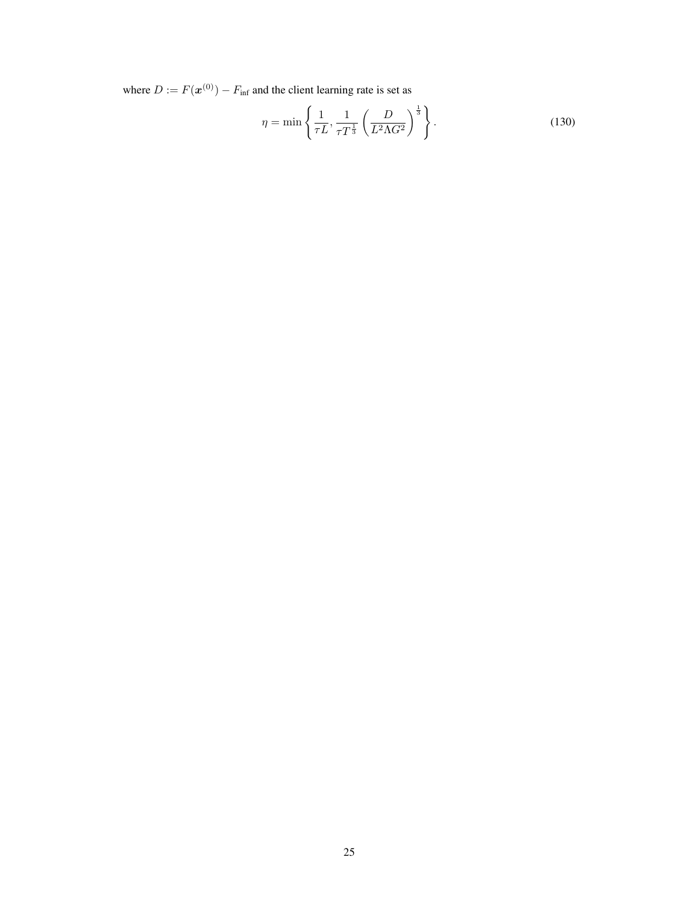where $D := F(\boldsymbol{x}^{(0)}) - F_{\text{inf}}$ and the client learning rate is set as

$$\eta = \min \left\{ \frac{1}{\tau L}, \frac{1}{\tau T^{\frac{1}{3}}} \left( \frac{D}{L^2 \Lambda G^2} \right)^{\frac{1}{3}} \right\}. \tag{130}$$